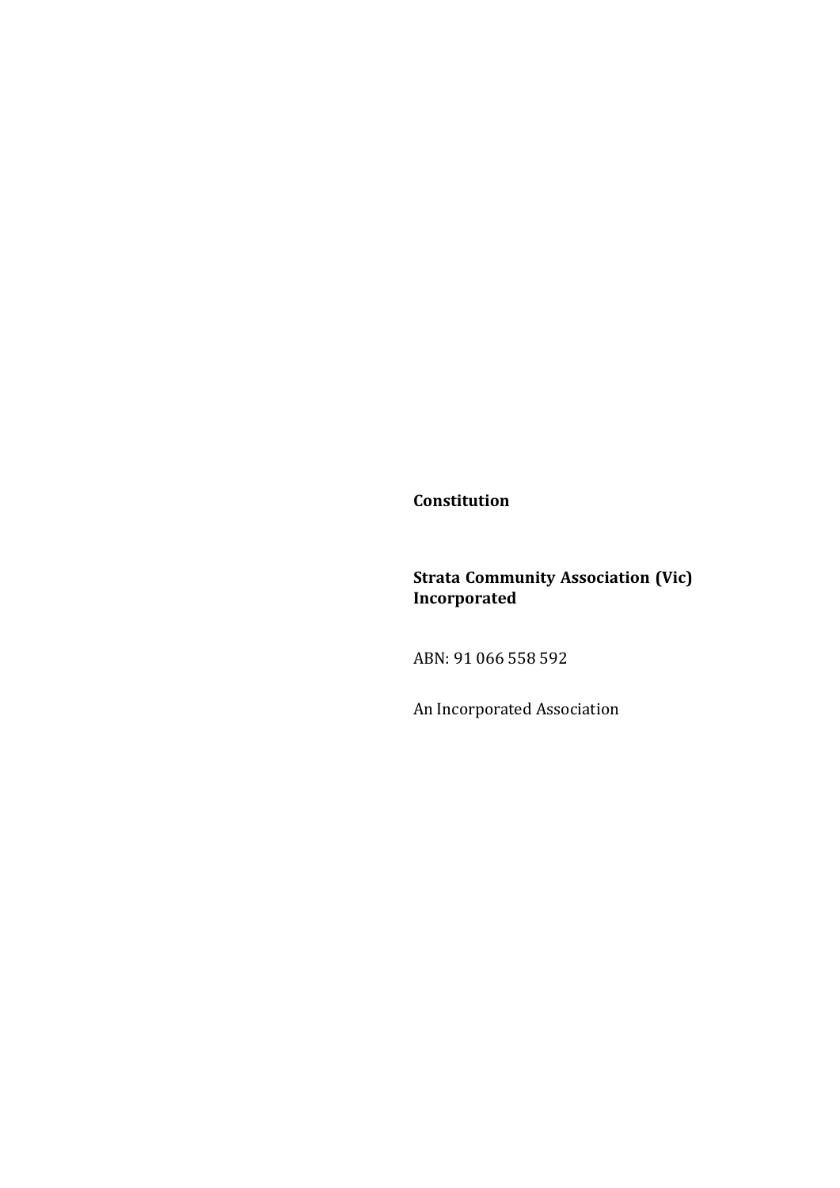**Constitution**

**Strata Community Association (Vic) Incorporated**

ABN: 91 066 558 592

An Incorporated Association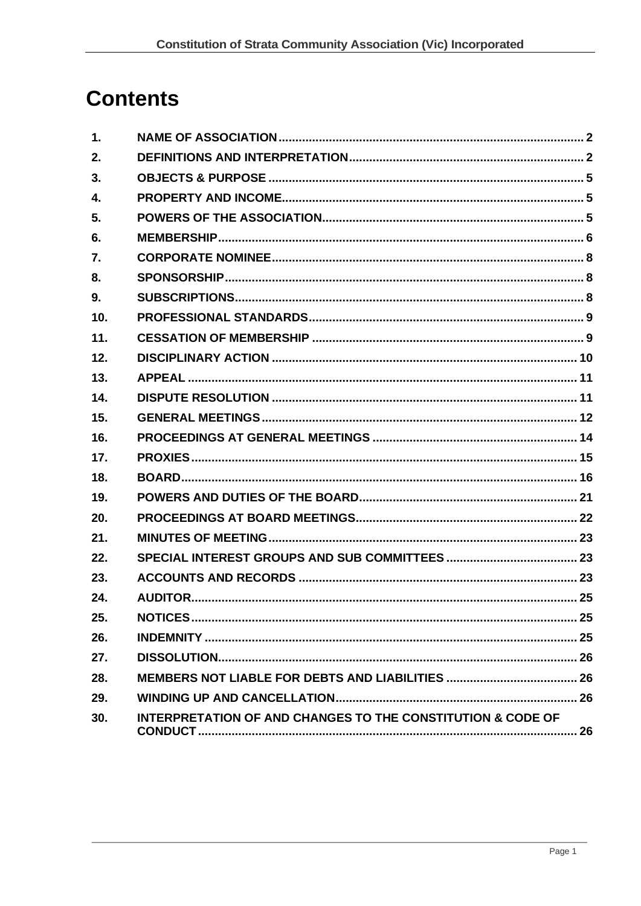# Contents

| | | |
|---|---|---|
| 1. | NAME OF ASSOCIATION | 2 |
| 2. | DEFINITIONS AND INTERPRETATION | 2 |
| 3. | OBJECTS & PURPOSE | 5 |
| 4. | PROPERTY AND INCOME | 5 |
| 5. | POWERS OF THE ASSOCIATION | 5 |
| 6. | MEMBERSHIP | 6 |
| 7. | CORPORATE NOMINEE | 8 |
| 8. | SPONSORSHIP | 8 |
| 9. | SUBSCRIPTIONS | 8 |
| 10. | PROFESSIONAL STANDARDS | 9 |
| 11. | CESSATION OF MEMBERSHIP | 9 |
| 12. | DISCIPLINARY ACTION | 10 |
| 13. | APPEAL | 11 |
| 14. | DISPUTE RESOLUTION | 11 |
| 15. | GENERAL MEETINGS | 12 |
| 16. | PROCEEDINGS AT GENERAL MEETINGS | 14 |
| 17. | PROXIES | 15 |
| 18. | BOARD | 16 |
| 19. | POWERS AND DUTIES OF THE BOARD | 21 |
| 20. | PROCEEDINGS AT BOARD MEETINGS | 22 |
| 21. | MINUTES OF MEETING | 23 |
| 22. | SPECIAL INTEREST GROUPS AND SUB COMMITTEES | 23 |
| 23. | ACCOUNTS AND RECORDS | 23 |
| 24. | AUDITOR | 25 |
| 25. | NOTICES | 25 |
| 26. | INDEMNITY | 25 |
| 27. | DISSOLUTION | 26 |
| 28. | MEMBERS NOT LIABLE FOR DEBTS AND LIABILITIES | 26 |
| 29. | WINDING UP AND CANCELLATION | 26 |
| 30. | INTERPRETATION OF AND CHANGES TO THE CONSTITUTION & CODE OF CONDUCT | 26 |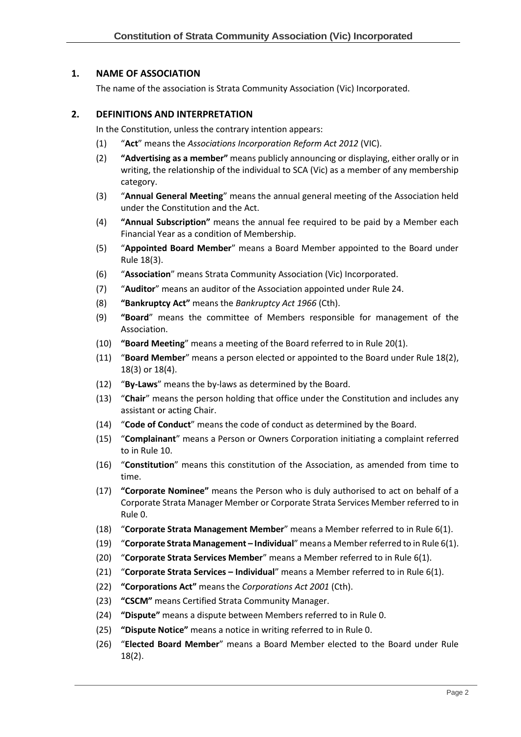## 1. NAME OF ASSOCIATION

The name of the association is Strata Community Association (Vic) Incorporated.

## 2. DEFINITIONS AND INTERPRETATION

In the Constitution, unless the contrary intention appears:

(1) "**Act**" means the *Associations Incorporation Reform Act 2012* (VIC).

(2) **"Advertising as a member"** means publicly announcing or displaying, either orally or in writing, the relationship of the individual to SCA (Vic) as a member of any membership category.

(3) "**Annual General Meeting**" means the annual general meeting of the Association held under the Constitution and the Act.

(4) **"Annual Subscription"** means the annual fee required to be paid by a Member each Financial Year as a condition of Membership.

(5) "**Appointed Board Member**" means a Board Member appointed to the Board under Rule 18(3).

(6) "**Association**" means Strata Community Association (Vic) Incorporated.

(7) "**Auditor**" means an auditor of the Association appointed under Rule 24.

(8) **"Bankruptcy Act"** means the *Bankruptcy Act 1966* (Cth).

(9) **"Board**" means the committee of Members responsible for management of the Association.

(10) **"Board Meeting**" means a meeting of the Board referred to in Rule 20(1).

(11) "**Board Member**" means a person elected or appointed to the Board under Rule 18(2), 18(3) or 18(4).

(12) "**By-Laws**" means the by-laws as determined by the Board.

(13) "**Chair**" means the person holding that office under the Constitution and includes any assistant or acting Chair.

(14) "**Code of Conduct**" means the code of conduct as determined by the Board.

(15) "**Complainant**" means a Person or Owners Corporation initiating a complaint referred to in Rule 10.

(16) "**Constitution**" means this constitution of the Association, as amended from time to time.

(17) **"Corporate Nominee"** means the Person who is duly authorised to act on behalf of a Corporate Strata Manager Member or Corporate Strata Services Member referred to in Rule 0.

(18) "**Corporate Strata Management Member**" means a Member referred to in Rule 6(1).

(19) "**Corporate Strata Management – Individual**" means a Member referred to in Rule 6(1).

(20) "**Corporate Strata Services Member**" means a Member referred to in Rule 6(1).

(21) "**Corporate Strata Services – Individual**" means a Member referred to in Rule 6(1).

(22) **"Corporations Act"** means the *Corporations Act 2001* (Cth).

(23) **"CSCM"** means Certified Strata Community Manager.

(24) **"Dispute"** means a dispute between Members referred to in Rule 0.

(25) **"Dispute Notice"** means a notice in writing referred to in Rule 0.

(26) "**Elected Board Member**" means a Board Member elected to the Board under Rule 18(2).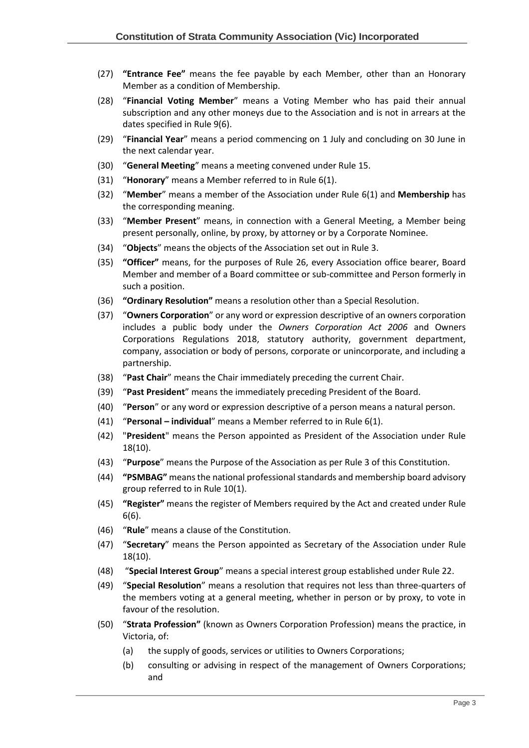(27) **"Entrance Fee"** means the fee payable by each Member, other than an Honorary Member as a condition of Membership.

(28) "**Financial Voting Member**" means a Voting Member who has paid their annual subscription and any other moneys due to the Association and is not in arrears at the dates specified in Rule 9(6).

(29) "**Financial Year**" means a period commencing on 1 July and concluding on 30 June in the next calendar year.

(30) "**General Meeting**" means a meeting convened under Rule 15.

(31) "**Honorary**" means a Member referred to in Rule 6(1).

(32) "**Member**" means a member of the Association under Rule 6(1) and **Membership** has the corresponding meaning.

(33) "**Member Present**" means, in connection with a General Meeting, a Member being present personally, online, by proxy, by attorney or by a Corporate Nominee.

(34) "**Objects**" means the objects of the Association set out in Rule 3.

(35) **"Officer"** means, for the purposes of Rule 26, every Association office bearer, Board Member and member of a Board committee or sub-committee and Person formerly in such a position.

(36) **"Ordinary Resolution"** means a resolution other than a Special Resolution.

(37) "**Owners Corporation**" or any word or expression descriptive of an owners corporation includes a public body under the *Owners Corporation Act 2006* and Owners Corporations Regulations 2018, statutory authority, government department, company, association or body of persons, corporate or unincorporate, and including a partnership.

(38) "**Past Chair**" means the Chair immediately preceding the current Chair.

(39) "**Past President**" means the immediately preceding President of the Board.

(40) "**Person**" or any word or expression descriptive of a person means a natural person.

(41) "**Personal – individual**" means a Member referred to in Rule 6(1).

(42) "**President**" means the Person appointed as President of the Association under Rule 18(10).

(43) "**Purpose**" means the Purpose of the Association as per Rule 3 of this Constitution.

(44) **"PSMBAG"** means the national professional standards and membership board advisory group referred to in Rule 10(1).

(45) **"Register"** means the register of Members required by the Act and created under Rule 6(6).

(46) "**Rule**" means a clause of the Constitution.

(47) "**Secretary**" means the Person appointed as Secretary of the Association under Rule 18(10).

(48) "**Special Interest Group**" means a special interest group established under Rule 22.

(49) "**Special Resolution**" means a resolution that requires not less than three-quarters of the members voting at a general meeting, whether in person or by proxy, to vote in favour of the resolution.

(50) "**Strata Profession"** (known as Owners Corporation Profession) means the practice, in Victoria, of:

   (a) the supply of goods, services or utilities to Owners Corporations;

   (b) consulting or advising in respect of the management of Owners Corporations; and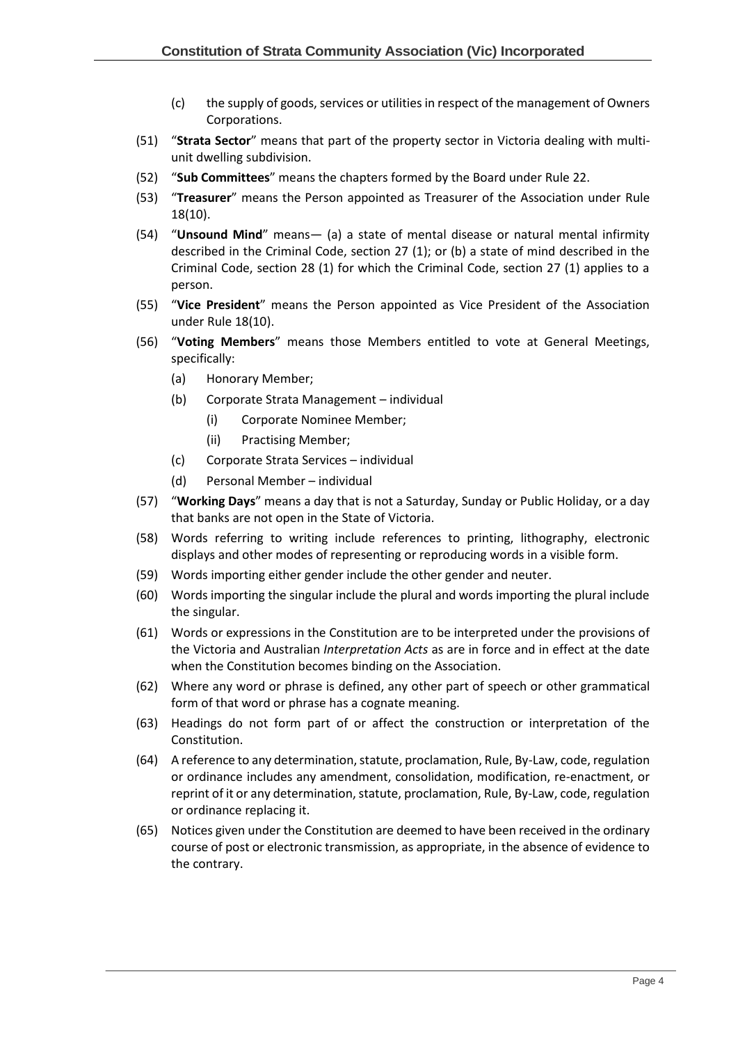(c) the supply of goods, services or utilities in respect of the management of Owners Corporations.

(51) "**Strata Sector**" means that part of the property sector in Victoria dealing with multi-unit dwelling subdivision.

(52) "**Sub Committees**" means the chapters formed by the Board under Rule 22.

(53) "**Treasurer**" means the Person appointed as Treasurer of the Association under Rule 18(10).

(54) "**Unsound Mind**" means— (a) a state of mental disease or natural mental infirmity described in the Criminal Code, section 27 (1); or (b) a state of mind described in the Criminal Code, section 28 (1) for which the Criminal Code, section 27 (1) applies to a person.

(55) "**Vice President**" means the Person appointed as Vice President of the Association under Rule 18(10).

(56) "**Voting Members**" means those Members entitled to vote at General Meetings, specifically:

- (a) Honorary Member;
- (b) Corporate Strata Management – individual
  - (i) Corporate Nominee Member;
  - (ii) Practising Member;
- (c) Corporate Strata Services – individual
- (d) Personal Member – individual

(57) "**Working Days**" means a day that is not a Saturday, Sunday or Public Holiday, or a day that banks are not open in the State of Victoria.

(58) Words referring to writing include references to printing, lithography, electronic displays and other modes of representing or reproducing words in a visible form.

(59) Words importing either gender include the other gender and neuter.

(60) Words importing the singular include the plural and words importing the plural include the singular.

(61) Words or expressions in the Constitution are to be interpreted under the provisions of the Victoria and Australian *Interpretation Acts* as are in force and in effect at the date when the Constitution becomes binding on the Association.

(62) Where any word or phrase is defined, any other part of speech or other grammatical form of that word or phrase has a cognate meaning.

(63) Headings do not form part of or affect the construction or interpretation of the Constitution.

(64) A reference to any determination, statute, proclamation, Rule, By-Law, code, regulation or ordinance includes any amendment, consolidation, modification, re-enactment, or reprint of it or any determination, statute, proclamation, Rule, By-Law, code, regulation or ordinance replacing it.

(65) Notices given under the Constitution are deemed to have been received in the ordinary course of post or electronic transmission, as appropriate, in the absence of evidence to the contrary.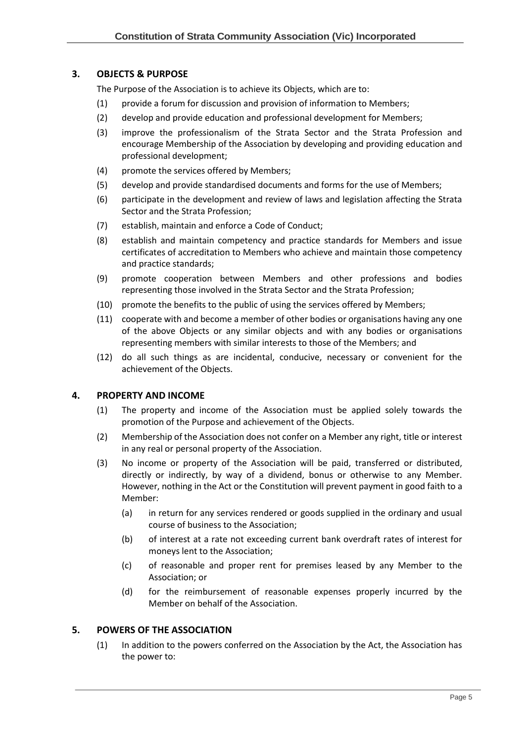## 3. OBJECTS & PURPOSE

The Purpose of the Association is to achieve its Objects, which are to:

(1) provide a forum for discussion and provision of information to Members;

(2) develop and provide education and professional development for Members;

(3) improve the professionalism of the Strata Sector and the Strata Profession and encourage Membership of the Association by developing and providing education and professional development;

(4) promote the services offered by Members;

(5) develop and provide standardised documents and forms for the use of Members;

(6) participate in the development and review of laws and legislation affecting the Strata Sector and the Strata Profession;

(7) establish, maintain and enforce a Code of Conduct;

(8) establish and maintain competency and practice standards for Members and issue certificates of accreditation to Members who achieve and maintain those competency and practice standards;

(9) promote cooperation between Members and other professions and bodies representing those involved in the Strata Sector and the Strata Profession;

(10) promote the benefits to the public of using the services offered by Members;

(11) cooperate with and become a member of other bodies or organisations having any one of the above Objects or any similar objects and with any bodies or organisations representing members with similar interests to those of the Members; and

(12) do all such things as are incidental, conducive, necessary or convenient for the achievement of the Objects.

## 4. PROPERTY AND INCOME

(1) The property and income of the Association must be applied solely towards the promotion of the Purpose and achievement of the Objects.

(2) Membership of the Association does not confer on a Member any right, title or interest in any real or personal property of the Association.

(3) No income or property of the Association will be paid, transferred or distributed, directly or indirectly, by way of a dividend, bonus or otherwise to any Member. However, nothing in the Act or the Constitution will prevent payment in good faith to a Member:

  (a) in return for any services rendered or goods supplied in the ordinary and usual course of business to the Association;

  (b) of interest at a rate not exceeding current bank overdraft rates of interest for moneys lent to the Association;

  (c) of reasonable and proper rent for premises leased by any Member to the Association; or

  (d) for the reimbursement of reasonable expenses properly incurred by the Member on behalf of the Association.

## 5. POWERS OF THE ASSOCIATION

(1) In addition to the powers conferred on the Association by the Act, the Association has the power to: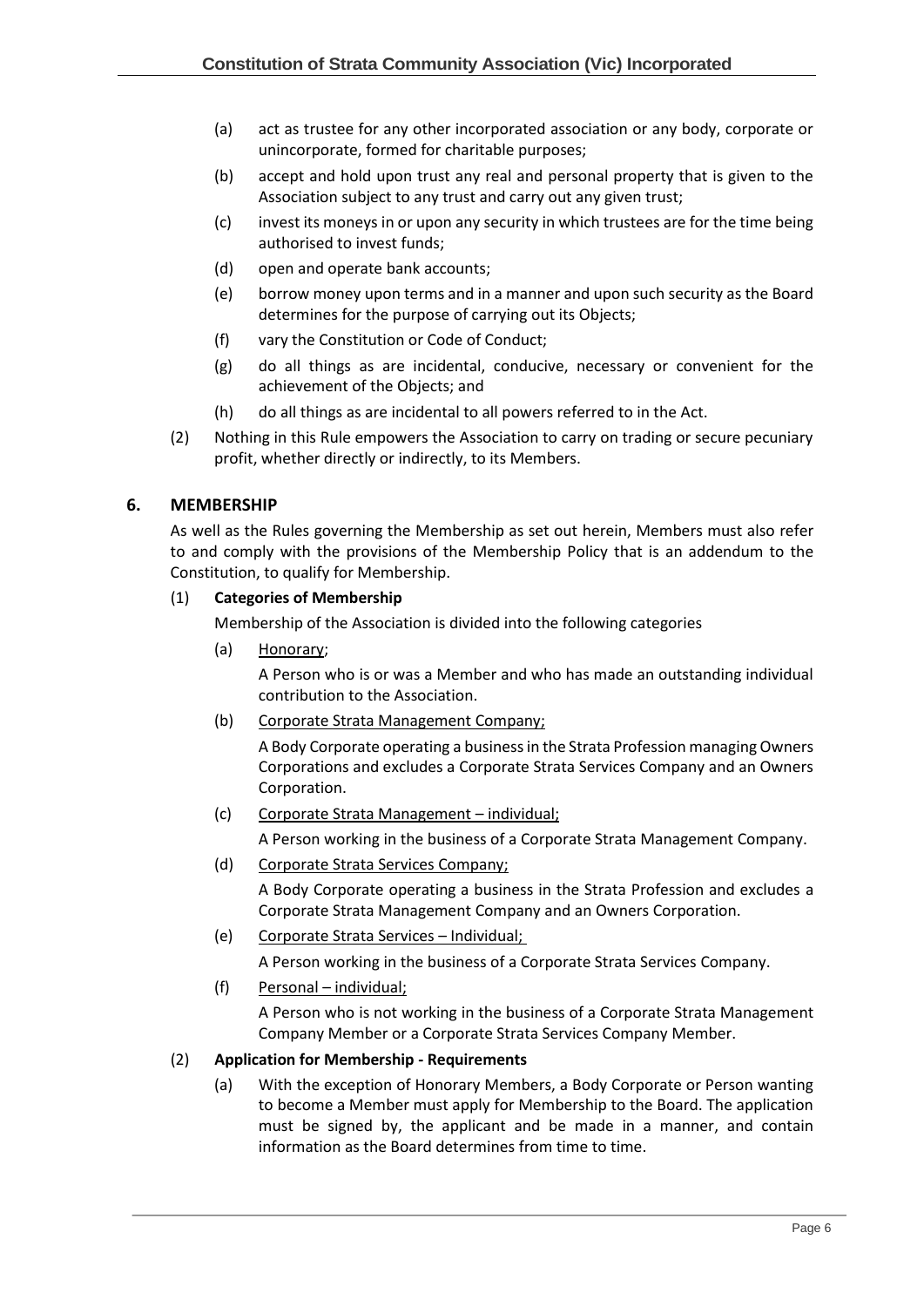(a) act as trustee for any other incorporated association or any body, corporate or unincorporate, formed for charitable purposes;

(b) accept and hold upon trust any real and personal property that is given to the Association subject to any trust and carry out any given trust;

(c) invest its moneys in or upon any security in which trustees are for the time being authorised to invest funds;

(d) open and operate bank accounts;

(e) borrow money upon terms and in a manner and upon such security as the Board determines for the purpose of carrying out its Objects;

(f) vary the Constitution or Code of Conduct;

(g) do all things as are incidental, conducive, necessary or convenient for the achievement of the Objects; and

(h) do all things as are incidental to all powers referred to in the Act.

(2) Nothing in this Rule empowers the Association to carry on trading or secure pecuniary profit, whether directly or indirectly, to its Members.

## 6. MEMBERSHIP

As well as the Rules governing the Membership as set out herein, Members must also refer to and comply with the provisions of the Membership Policy that is an addendum to the Constitution, to qualify for Membership.

### (1) Categories of Membership

Membership of the Association is divided into the following categories

(a) Honorary;

A Person who is or was a Member and who has made an outstanding individual contribution to the Association.

(b) Corporate Strata Management Company;

A Body Corporate operating a business in the Strata Profession managing Owners Corporations and excludes a Corporate Strata Services Company and an Owners Corporation.

(c) Corporate Strata Management – individual;

A Person working in the business of a Corporate Strata Management Company.

(d) Corporate Strata Services Company;

A Body Corporate operating a business in the Strata Profession and excludes a Corporate Strata Management Company and an Owners Corporation.

(e) Corporate Strata Services – Individual;

A Person working in the business of a Corporate Strata Services Company.

(f) Personal – individual;

A Person who is not working in the business of a Corporate Strata Management Company Member or a Corporate Strata Services Company Member.

### (2) Application for Membership - Requirements

(a) With the exception of Honorary Members, a Body Corporate or Person wanting to become a Member must apply for Membership to the Board. The application must be signed by, the applicant and be made in a manner, and contain information as the Board determines from time to time.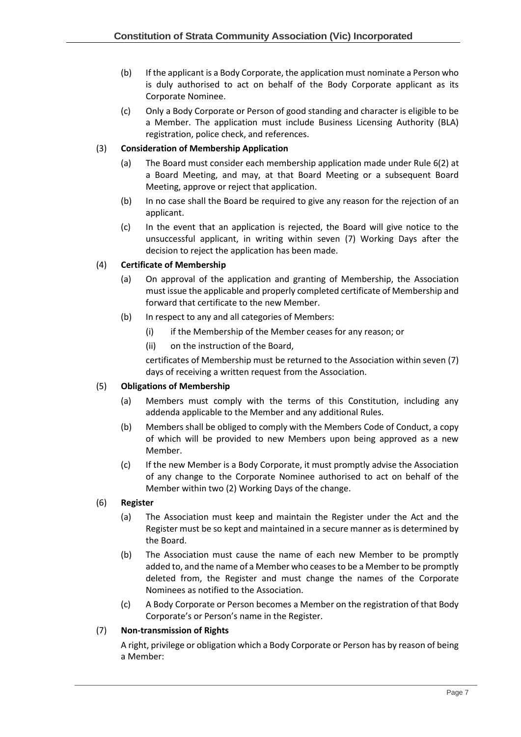(b) If the applicant is a Body Corporate, the application must nominate a Person who is duly authorised to act on behalf of the Body Corporate applicant as its Corporate Nominee.

(c) Only a Body Corporate or Person of good standing and character is eligible to be a Member. The application must include Business Licensing Authority (BLA) registration, police check, and references.

(3) **Consideration of Membership Application**

(a) The Board must consider each membership application made under Rule 6(2) at a Board Meeting, and may, at that Board Meeting or a subsequent Board Meeting, approve or reject that application.

(b) In no case shall the Board be required to give any reason for the rejection of an applicant.

(c) In the event that an application is rejected, the Board will give notice to the unsuccessful applicant, in writing within seven (7) Working Days after the decision to reject the application has been made.

(4) **Certificate of Membership**

(a) On approval of the application and granting of Membership, the Association must issue the applicable and properly completed certificate of Membership and forward that certificate to the new Member.

(b) In respect to any and all categories of Members:

(i) if the Membership of the Member ceases for any reason; or

(ii) on the instruction of the Board,

certificates of Membership must be returned to the Association within seven (7) days of receiving a written request from the Association.

(5) **Obligations of Membership**

(a) Members must comply with the terms of this Constitution, including any addenda applicable to the Member and any additional Rules.

(b) Members shall be obliged to comply with the Members Code of Conduct, a copy of which will be provided to new Members upon being approved as a new Member.

(c) If the new Member is a Body Corporate, it must promptly advise the Association of any change to the Corporate Nominee authorised to act on behalf of the Member within two (2) Working Days of the change.

(6) **Register**

(a) The Association must keep and maintain the Register under the Act and the Register must be so kept and maintained in a secure manner as is determined by the Board.

(b) The Association must cause the name of each new Member to be promptly added to, and the name of a Member who ceases to be a Member to be promptly deleted from, the Register and must change the names of the Corporate Nominees as notified to the Association.

(c) A Body Corporate or Person becomes a Member on the registration of that Body Corporate's or Person's name in the Register.

(7) **Non-transmission of Rights**

A right, privilege or obligation which a Body Corporate or Person has by reason of being a Member: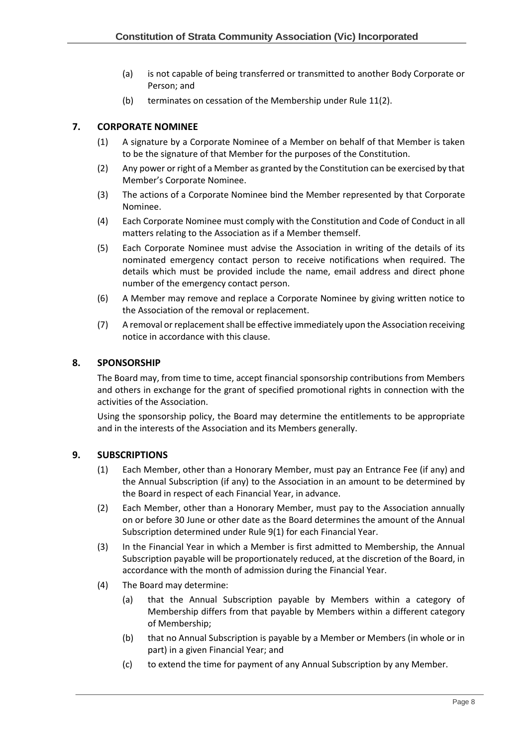(a) is not capable of being transferred or transmitted to another Body Corporate or Person; and

(b) terminates on cessation of the Membership under Rule 11(2).

## 7. CORPORATE NOMINEE

(1) A signature by a Corporate Nominee of a Member on behalf of that Member is taken to be the signature of that Member for the purposes of the Constitution.

(2) Any power or right of a Member as granted by the Constitution can be exercised by that Member's Corporate Nominee.

(3) The actions of a Corporate Nominee bind the Member represented by that Corporate Nominee.

(4) Each Corporate Nominee must comply with the Constitution and Code of Conduct in all matters relating to the Association as if a Member themself.

(5) Each Corporate Nominee must advise the Association in writing of the details of its nominated emergency contact person to receive notifications when required. The details which must be provided include the name, email address and direct phone number of the emergency contact person.

(6) A Member may remove and replace a Corporate Nominee by giving written notice to the Association of the removal or replacement.

(7) A removal or replacement shall be effective immediately upon the Association receiving notice in accordance with this clause.

## 8. SPONSORSHIP

The Board may, from time to time, accept financial sponsorship contributions from Members and others in exchange for the grant of specified promotional rights in connection with the activities of the Association.

Using the sponsorship policy, the Board may determine the entitlements to be appropriate and in the interests of the Association and its Members generally.

## 9. SUBSCRIPTIONS

(1) Each Member, other than a Honorary Member, must pay an Entrance Fee (if any) and the Annual Subscription (if any) to the Association in an amount to be determined by the Board in respect of each Financial Year, in advance.

(2) Each Member, other than a Honorary Member, must pay to the Association annually on or before 30 June or other date as the Board determines the amount of the Annual Subscription determined under Rule 9(1) for each Financial Year.

(3) In the Financial Year in which a Member is first admitted to Membership, the Annual Subscription payable will be proportionately reduced, at the discretion of the Board, in accordance with the month of admission during the Financial Year.

(4) The Board may determine:

(a) that the Annual Subscription payable by Members within a category of Membership differs from that payable by Members within a different category of Membership;

(b) that no Annual Subscription is payable by a Member or Members (in whole or in part) in a given Financial Year; and

(c) to extend the time for payment of any Annual Subscription by any Member.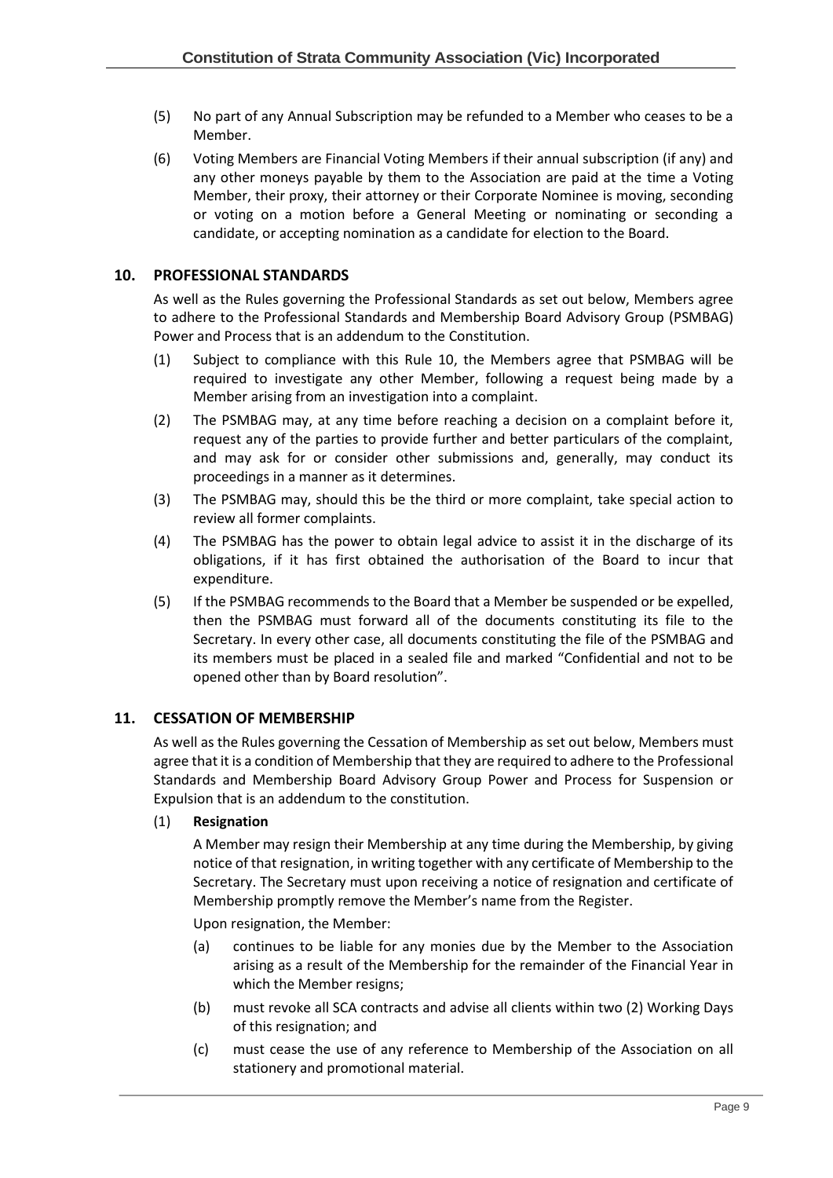(5) No part of any Annual Subscription may be refunded to a Member who ceases to be a Member.

(6) Voting Members are Financial Voting Members if their annual subscription (if any) and any other moneys payable by them to the Association are paid at the time a Voting Member, their proxy, their attorney or their Corporate Nominee is moving, seconding or voting on a motion before a General Meeting or nominating or seconding a candidate, or accepting nomination as a candidate for election to the Board.

## 10. PROFESSIONAL STANDARDS

As well as the Rules governing the Professional Standards as set out below, Members agree to adhere to the Professional Standards and Membership Board Advisory Group (PSMBAG) Power and Process that is an addendum to the Constitution.

(1) Subject to compliance with this Rule 10, the Members agree that PSMBAG will be required to investigate any other Member, following a request being made by a Member arising from an investigation into a complaint.

(2) The PSMBAG may, at any time before reaching a decision on a complaint before it, request any of the parties to provide further and better particulars of the complaint, and may ask for or consider other submissions and, generally, may conduct its proceedings in a manner as it determines.

(3) The PSMBAG may, should this be the third or more complaint, take special action to review all former complaints.

(4) The PSMBAG has the power to obtain legal advice to assist it in the discharge of its obligations, if it has first obtained the authorisation of the Board to incur that expenditure.

(5) If the PSMBAG recommends to the Board that a Member be suspended or be expelled, then the PSMBAG must forward all of the documents constituting its file to the Secretary. In every other case, all documents constituting the file of the PSMBAG and its members must be placed in a sealed file and marked "Confidential and not to be opened other than by Board resolution".

## 11. CESSATION OF MEMBERSHIP

As well as the Rules governing the Cessation of Membership as set out below, Members must agree that it is a condition of Membership that they are required to adhere to the Professional Standards and Membership Board Advisory Group Power and Process for Suspension or Expulsion that is an addendum to the constitution.

(1) **Resignation**

A Member may resign their Membership at any time during the Membership, by giving notice of that resignation, in writing together with any certificate of Membership to the Secretary. The Secretary must upon receiving a notice of resignation and certificate of Membership promptly remove the Member's name from the Register.

Upon resignation, the Member:

(a) continues to be liable for any monies due by the Member to the Association arising as a result of the Membership for the remainder of the Financial Year in which the Member resigns;

(b) must revoke all SCA contracts and advise all clients within two (2) Working Days of this resignation; and

(c) must cease the use of any reference to Membership of the Association on all stationery and promotional material.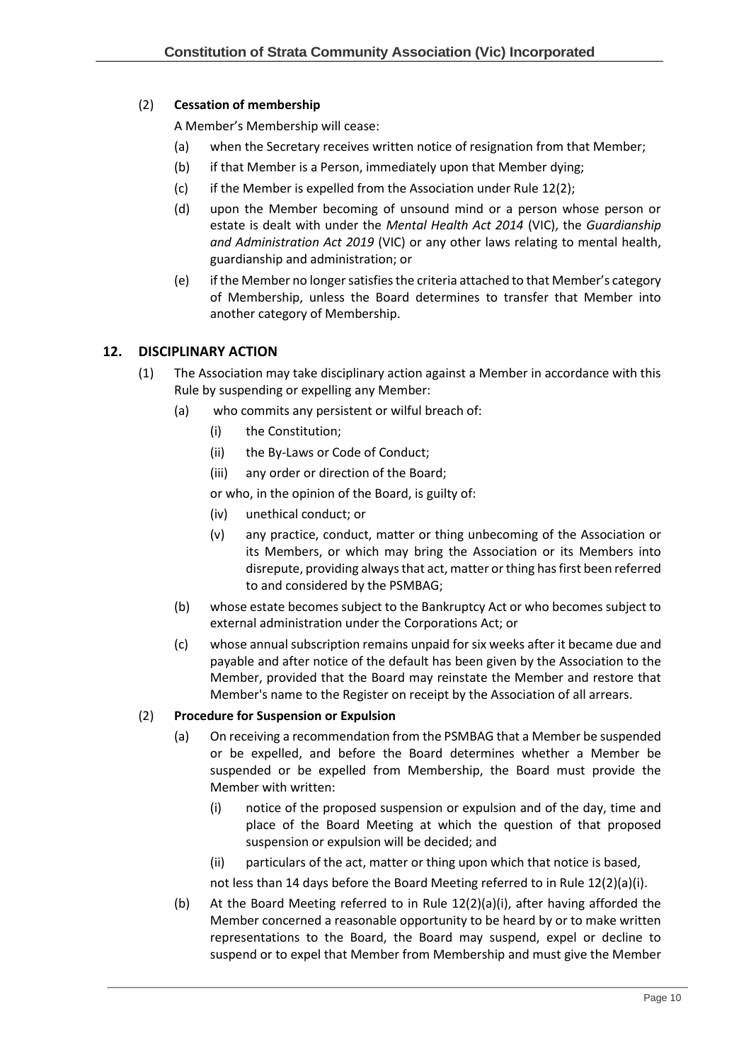(2) **Cessation of membership**

A Member's Membership will cease:

(a) when the Secretary receives written notice of resignation from that Member;

(b) if that Member is a Person, immediately upon that Member dying;

(c) if the Member is expelled from the Association under Rule 12(2);

(d) upon the Member becoming of unsound mind or a person whose person or estate is dealt with under the *Mental Health Act 2014* (VIC), the *Guardianship and Administration Act 2019* (VIC) or any other laws relating to mental health, guardianship and administration; or

(e) if the Member no longer satisfies the criteria attached to that Member's category of Membership, unless the Board determines to transfer that Member into another category of Membership.

## 12. DISCIPLINARY ACTION

(1) The Association may take disciplinary action against a Member in accordance with this Rule by suspending or expelling any Member:

(a) who commits any persistent or wilful breach of:

(i) the Constitution;

(ii) the By-Laws or Code of Conduct;

(iii) any order or direction of the Board;

or who, in the opinion of the Board, is guilty of:

(iv) unethical conduct; or

(v) any practice, conduct, matter or thing unbecoming of the Association or its Members, or which may bring the Association or its Members into disrepute, providing always that act, matter or thing has first been referred to and considered by the PSMBAG;

(b) whose estate becomes subject to the Bankruptcy Act or who becomes subject to external administration under the Corporations Act; or

(c) whose annual subscription remains unpaid for six weeks after it became due and payable and after notice of the default has been given by the Association to the Member, provided that the Board may reinstate the Member and restore that Member's name to the Register on receipt by the Association of all arrears.

(2) **Procedure for Suspension or Expulsion**

(a) On receiving a recommendation from the PSMBAG that a Member be suspended or be expelled, and before the Board determines whether a Member be suspended or be expelled from Membership, the Board must provide the Member with written:

(i) notice of the proposed suspension or expulsion and of the day, time and place of the Board Meeting at which the question of that proposed suspension or expulsion will be decided; and

(ii) particulars of the act, matter or thing upon which that notice is based,

not less than 14 days before the Board Meeting referred to in Rule 12(2)(a)(i).

(b) At the Board Meeting referred to in Rule 12(2)(a)(i), after having afforded the Member concerned a reasonable opportunity to be heard by or to make written representations to the Board, the Board may suspend, expel or decline to suspend or to expel that Member from Membership and must give the Member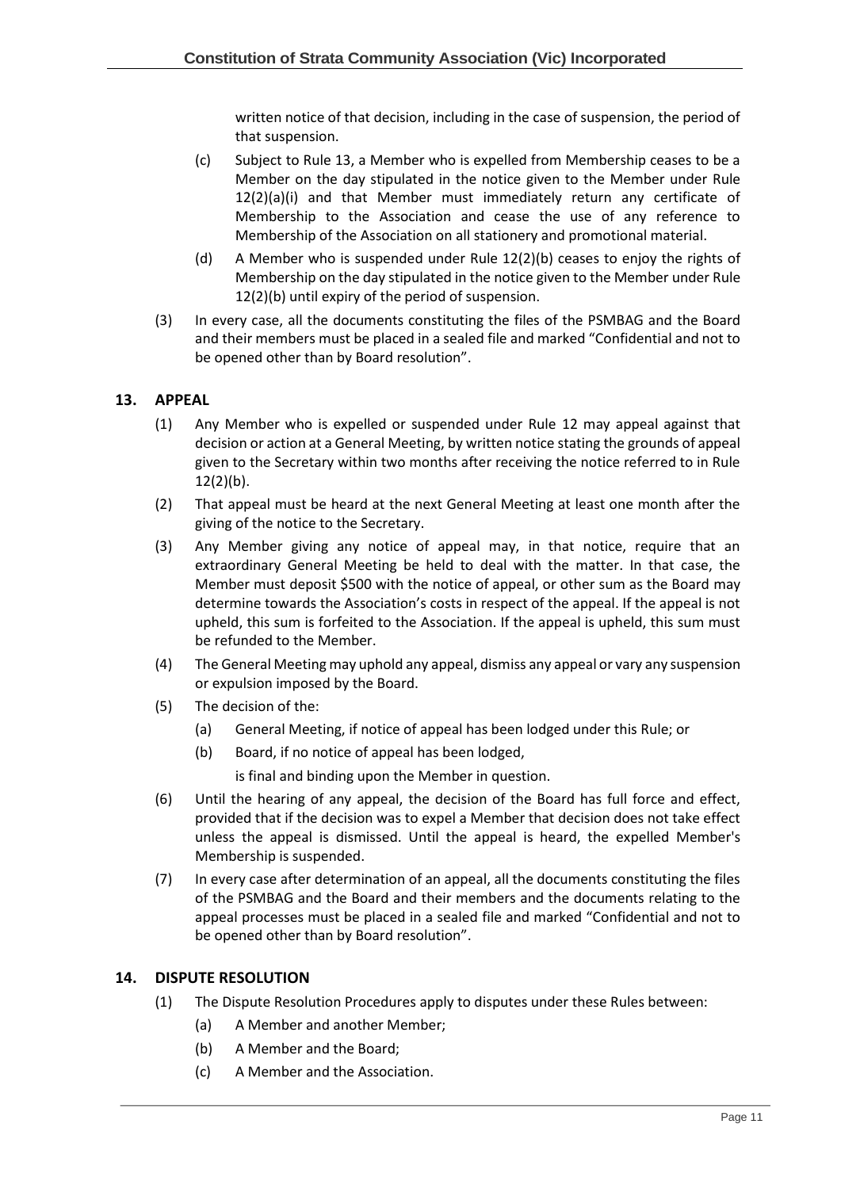written notice of that decision, including in the case of suspension, the period of that suspension.

(c) Subject to Rule 13, a Member who is expelled from Membership ceases to be a Member on the day stipulated in the notice given to the Member under Rule 12(2)(a)(i) and that Member must immediately return any certificate of Membership to the Association and cease the use of any reference to Membership of the Association on all stationery and promotional material.

(d) A Member who is suspended under Rule 12(2)(b) ceases to enjoy the rights of Membership on the day stipulated in the notice given to the Member under Rule 12(2)(b) until expiry of the period of suspension.

(3) In every case, all the documents constituting the files of the PSMBAG and the Board and their members must be placed in a sealed file and marked "Confidential and not to be opened other than by Board resolution".

## 13. APPEAL

(1) Any Member who is expelled or suspended under Rule 12 may appeal against that decision or action at a General Meeting, by written notice stating the grounds of appeal given to the Secretary within two months after receiving the notice referred to in Rule 12(2)(b).

(2) That appeal must be heard at the next General Meeting at least one month after the giving of the notice to the Secretary.

(3) Any Member giving any notice of appeal may, in that notice, require that an extraordinary General Meeting be held to deal with the matter. In that case, the Member must deposit $500 with the notice of appeal, or other sum as the Board may determine towards the Association's costs in respect of the appeal. If the appeal is not upheld, this sum is forfeited to the Association. If the appeal is upheld, this sum must be refunded to the Member.

(4) The General Meeting may uphold any appeal, dismiss any appeal or vary any suspension or expulsion imposed by the Board.

(5) The decision of the:

(a) General Meeting, if notice of appeal has been lodged under this Rule; or

(b) Board, if no notice of appeal has been lodged,

is final and binding upon the Member in question.

(6) Until the hearing of any appeal, the decision of the Board has full force and effect, provided that if the decision was to expel a Member that decision does not take effect unless the appeal is dismissed. Until the appeal is heard, the expelled Member's Membership is suspended.

(7) In every case after determination of an appeal, all the documents constituting the files of the PSMBAG and the Board and their members and the documents relating to the appeal processes must be placed in a sealed file and marked "Confidential and not to be opened other than by Board resolution".

## 14. DISPUTE RESOLUTION

(1) The Dispute Resolution Procedures apply to disputes under these Rules between:

(a) A Member and another Member;

(b) A Member and the Board;

(c) A Member and the Association.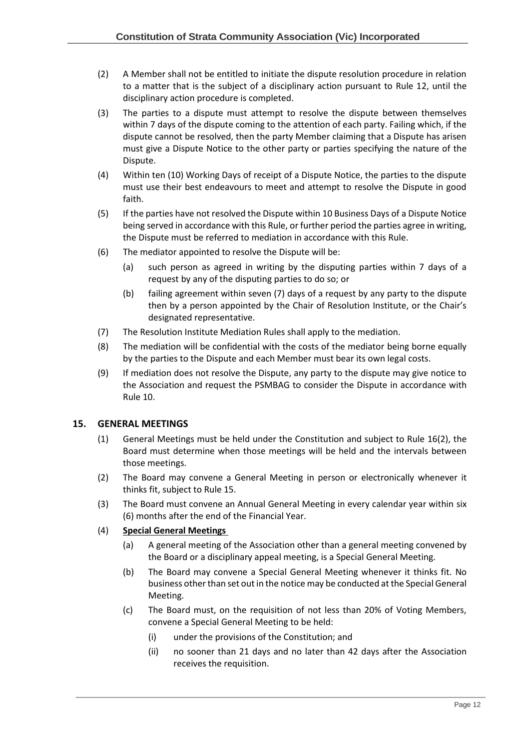(2) A Member shall not be entitled to initiate the dispute resolution procedure in relation to a matter that is the subject of a disciplinary action pursuant to Rule 12, until the disciplinary action procedure is completed.

(3) The parties to a dispute must attempt to resolve the dispute between themselves within 7 days of the dispute coming to the attention of each party. Failing which, if the dispute cannot be resolved, then the party Member claiming that a Dispute has arisen must give a Dispute Notice to the other party or parties specifying the nature of the Dispute.

(4) Within ten (10) Working Days of receipt of a Dispute Notice, the parties to the dispute must use their best endeavours to meet and attempt to resolve the Dispute in good faith.

(5) If the parties have not resolved the Dispute within 10 Business Days of a Dispute Notice being served in accordance with this Rule, or further period the parties agree in writing, the Dispute must be referred to mediation in accordance with this Rule.

(6) The mediator appointed to resolve the Dispute will be:

  (a) such person as agreed in writing by the disputing parties within 7 days of a request by any of the disputing parties to do so; or

  (b) failing agreement within seven (7) days of a request by any party to the dispute then by a person appointed by the Chair of Resolution Institute, or the Chair's designated representative.

(7) The Resolution Institute Mediation Rules shall apply to the mediation.

(8) The mediation will be confidential with the costs of the mediator being borne equally by the parties to the Dispute and each Member must bear its own legal costs.

(9) If mediation does not resolve the Dispute, any party to the dispute may give notice to the Association and request the PSMBAG to consider the Dispute in accordance with Rule 10.

## 15. GENERAL MEETINGS

(1) General Meetings must be held under the Constitution and subject to Rule 16(2), the Board must determine when those meetings will be held and the intervals between those meetings.

(2) The Board may convene a General Meeting in person or electronically whenever it thinks fit, subject to Rule 15.

(3) The Board must convene an Annual General Meeting in every calendar year within six (6) months after the end of the Financial Year.

(4) **Special General Meetings**

  (a) A general meeting of the Association other than a general meeting convened by the Board or a disciplinary appeal meeting, is a Special General Meeting.

  (b) The Board may convene a Special General Meeting whenever it thinks fit. No business other than set out in the notice may be conducted at the Special General Meeting.

  (c) The Board must, on the requisition of not less than 20% of Voting Members, convene a Special General Meeting to be held:

    (i) under the provisions of the Constitution; and

    (ii) no sooner than 21 days and no later than 42 days after the Association receives the requisition.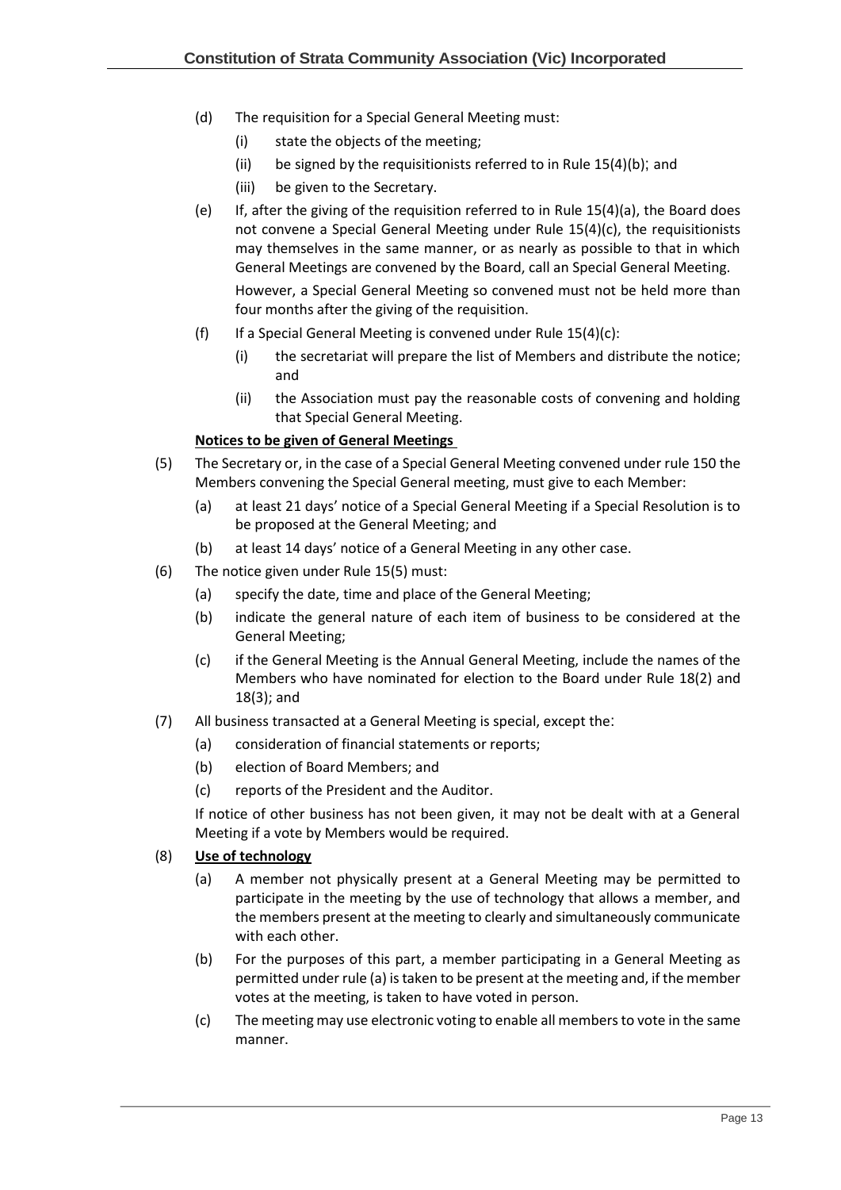(d) The requisition for a Special General Meeting must:

(i) state the objects of the meeting;

(ii) be signed by the requisitionists referred to in Rule 15(4)(b); and

(iii) be given to the Secretary.

(e) If, after the giving of the requisition referred to in Rule 15(4)(a), the Board does not convene a Special General Meeting under Rule 15(4)(c), the requisitionists may themselves in the same manner, or as nearly as possible to that in which General Meetings are convened by the Board, call an Special General Meeting.

However, a Special General Meeting so convened must not be held more than four months after the giving of the requisition.

(f) If a Special General Meeting is convened under Rule 15(4)(c):

(i) the secretariat will prepare the list of Members and distribute the notice; and

(ii) the Association must pay the reasonable costs of convening and holding that Special General Meeting.

**Notices to be given of General Meetings**

(5) The Secretary or, in the case of a Special General Meeting convened under rule 150 the Members convening the Special General meeting, must give to each Member:

(a) at least 21 days' notice of a Special General Meeting if a Special Resolution is to be proposed at the General Meeting; and

(b) at least 14 days' notice of a General Meeting in any other case.

(6) The notice given under Rule 15(5) must:

(a) specify the date, time and place of the General Meeting;

(b) indicate the general nature of each item of business to be considered at the General Meeting;

(c) if the General Meeting is the Annual General Meeting, include the names of the Members who have nominated for election to the Board under Rule 18(2) and 18(3); and

(7) All business transacted at a General Meeting is special, except the:

(a) consideration of financial statements or reports;

(b) election of Board Members; and

(c) reports of the President and the Auditor.

If notice of other business has not been given, it may not be dealt with at a General Meeting if a vote by Members would be required.

(8) **Use of technology**

(a) A member not physically present at a General Meeting may be permitted to participate in the meeting by the use of technology that allows a member, and the members present at the meeting to clearly and simultaneously communicate with each other.

(b) For the purposes of this part, a member participating in a General Meeting as permitted under rule (a) is taken to be present at the meeting and, if the member votes at the meeting, is taken to have voted in person.

(c) The meeting may use electronic voting to enable all members to vote in the same manner.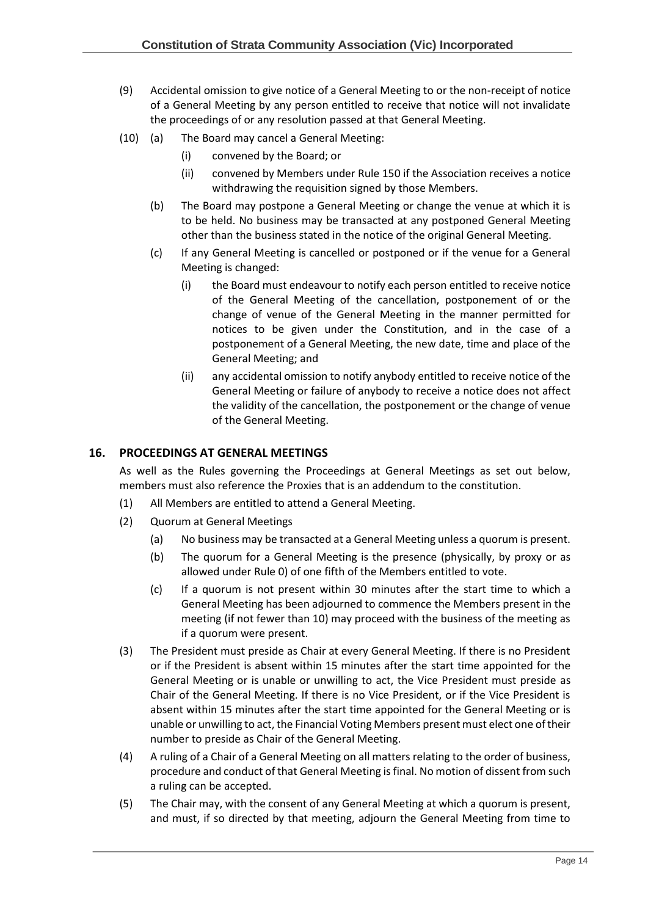(9) Accidental omission to give notice of a General Meeting to or the non-receipt of notice of a General Meeting by any person entitled to receive that notice will not invalidate the proceedings of or any resolution passed at that General Meeting.

(10) (a) The Board may cancel a General Meeting:

   (i) convened by the Board; or

   (ii) convened by Members under Rule 150 if the Association receives a notice withdrawing the requisition signed by those Members.

 (b) The Board may postpone a General Meeting or change the venue at which it is to be held. No business may be transacted at any postponed General Meeting other than the business stated in the notice of the original General Meeting.

 (c) If any General Meeting is cancelled or postponed or if the venue for a General Meeting is changed:

   (i) the Board must endeavour to notify each person entitled to receive notice of the General Meeting of the cancellation, postponement of or the change of venue of the General Meeting in the manner permitted for notices to be given under the Constitution, and in the case of a postponement of a General Meeting, the new date, time and place of the General Meeting; and

   (ii) any accidental omission to notify anybody entitled to receive notice of the General Meeting or failure of anybody to receive a notice does not affect the validity of the cancellation, the postponement or the change of venue of the General Meeting.

## 16. PROCEEDINGS AT GENERAL MEETINGS

As well as the Rules governing the Proceedings at General Meetings as set out below, members must also reference the Proxies that is an addendum to the constitution.

(1) All Members are entitled to attend a General Meeting.

(2) Quorum at General Meetings

 (a) No business may be transacted at a General Meeting unless a quorum is present.

 (b) The quorum for a General Meeting is the presence (physically, by proxy or as allowed under Rule 0) of one fifth of the Members entitled to vote.

 (c) If a quorum is not present within 30 minutes after the start time to which a General Meeting has been adjourned to commence the Members present in the meeting (if not fewer than 10) may proceed with the business of the meeting as if a quorum were present.

(3) The President must preside as Chair at every General Meeting. If there is no President or if the President is absent within 15 minutes after the start time appointed for the General Meeting or is unable or unwilling to act, the Vice President must preside as Chair of the General Meeting. If there is no Vice President, or if the Vice President is absent within 15 minutes after the start time appointed for the General Meeting or is unable or unwilling to act, the Financial Voting Members present must elect one of their number to preside as Chair of the General Meeting.

(4) A ruling of a Chair of a General Meeting on all matters relating to the order of business, procedure and conduct of that General Meeting is final. No motion of dissent from such a ruling can be accepted.

(5) The Chair may, with the consent of any General Meeting at which a quorum is present, and must, if so directed by that meeting, adjourn the General Meeting from time to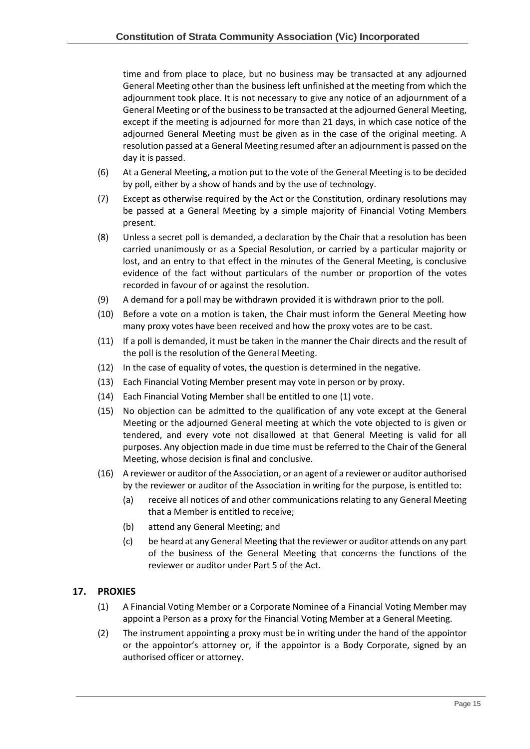time and from place to place, but no business may be transacted at any adjourned General Meeting other than the business left unfinished at the meeting from which the adjournment took place. It is not necessary to give any notice of an adjournment of a General Meeting or of the business to be transacted at the adjourned General Meeting, except if the meeting is adjourned for more than 21 days, in which case notice of the adjourned General Meeting must be given as in the case of the original meeting. A resolution passed at a General Meeting resumed after an adjournment is passed on the day it is passed.

(6) At a General Meeting, a motion put to the vote of the General Meeting is to be decided by poll, either by a show of hands and by the use of technology.

(7) Except as otherwise required by the Act or the Constitution, ordinary resolutions may be passed at a General Meeting by a simple majority of Financial Voting Members present.

(8) Unless a secret poll is demanded, a declaration by the Chair that a resolution has been carried unanimously or as a Special Resolution, or carried by a particular majority or lost, and an entry to that effect in the minutes of the General Meeting, is conclusive evidence of the fact without particulars of the number or proportion of the votes recorded in favour of or against the resolution.

(9) A demand for a poll may be withdrawn provided it is withdrawn prior to the poll.

(10) Before a vote on a motion is taken, the Chair must inform the General Meeting how many proxy votes have been received and how the proxy votes are to be cast.

(11) If a poll is demanded, it must be taken in the manner the Chair directs and the result of the poll is the resolution of the General Meeting.

(12) In the case of equality of votes, the question is determined in the negative.

(13) Each Financial Voting Member present may vote in person or by proxy.

(14) Each Financial Voting Member shall be entitled to one (1) vote.

(15) No objection can be admitted to the qualification of any vote except at the General Meeting or the adjourned General meeting at which the vote objected to is given or tendered, and every vote not disallowed at that General Meeting is valid for all purposes. Any objection made in due time must be referred to the Chair of the General Meeting, whose decision is final and conclusive.

(16) A reviewer or auditor of the Association, or an agent of a reviewer or auditor authorised by the reviewer or auditor of the Association in writing for the purpose, is entitled to:

   (a) receive all notices of and other communications relating to any General Meeting that a Member is entitled to receive;

   (b) attend any General Meeting; and

   (c) be heard at any General Meeting that the reviewer or auditor attends on any part of the business of the General Meeting that concerns the functions of the reviewer or auditor under Part 5 of the Act.

## 17. PROXIES

(1) A Financial Voting Member or a Corporate Nominee of a Financial Voting Member may appoint a Person as a proxy for the Financial Voting Member at a General Meeting.

(2) The instrument appointing a proxy must be in writing under the hand of the appointor or the appointor's attorney or, if the appointor is a Body Corporate, signed by an authorised officer or attorney.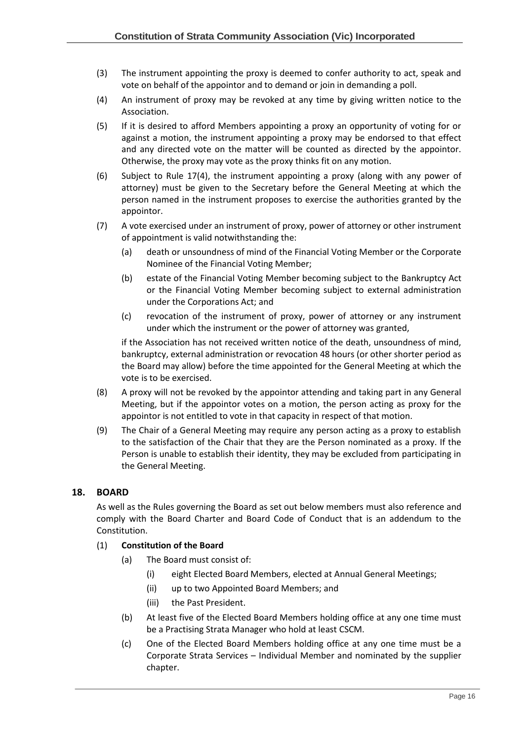(3) The instrument appointing the proxy is deemed to confer authority to act, speak and vote on behalf of the appointor and to demand or join in demanding a poll.

(4) An instrument of proxy may be revoked at any time by giving written notice to the Association.

(5) If it is desired to afford Members appointing a proxy an opportunity of voting for or against a motion, the instrument appointing a proxy may be endorsed to that effect and any directed vote on the matter will be counted as directed by the appointor. Otherwise, the proxy may vote as the proxy thinks fit on any motion.

(6) Subject to Rule 17(4), the instrument appointing a proxy (along with any power of attorney) must be given to the Secretary before the General Meeting at which the person named in the instrument proposes to exercise the authorities granted by the appointor.

(7) A vote exercised under an instrument of proxy, power of attorney or other instrument of appointment is valid notwithstanding the:

   (a) death or unsoundness of mind of the Financial Voting Member or the Corporate Nominee of the Financial Voting Member;

   (b) estate of the Financial Voting Member becoming subject to the Bankruptcy Act or the Financial Voting Member becoming subject to external administration under the Corporations Act; and

   (c) revocation of the instrument of proxy, power of attorney or any instrument under which the instrument or the power of attorney was granted,

   if the Association has not received written notice of the death, unsoundness of mind, bankruptcy, external administration or revocation 48 hours (or other shorter period as the Board may allow) before the time appointed for the General Meeting at which the vote is to be exercised.

(8) A proxy will not be revoked by the appointor attending and taking part in any General Meeting, but if the appointor votes on a motion, the person acting as proxy for the appointor is not entitled to vote in that capacity in respect of that motion.

(9) The Chair of a General Meeting may require any person acting as a proxy to establish to the satisfaction of the Chair that they are the Person nominated as a proxy. If the Person is unable to establish their identity, they may be excluded from participating in the General Meeting.

## 18. BOARD

As well as the Rules governing the Board as set out below members must also reference and comply with the Board Charter and Board Code of Conduct that is an addendum to the Constitution.

(1) **Constitution of the Board**

   (a) The Board must consist of:

      (i) eight Elected Board Members, elected at Annual General Meetings;

      (ii) up to two Appointed Board Members; and

      (iii) the Past President.

   (b) At least five of the Elected Board Members holding office at any one time must be a Practising Strata Manager who hold at least CSCM.

   (c) One of the Elected Board Members holding office at any one time must be a Corporate Strata Services – Individual Member and nominated by the supplier chapter.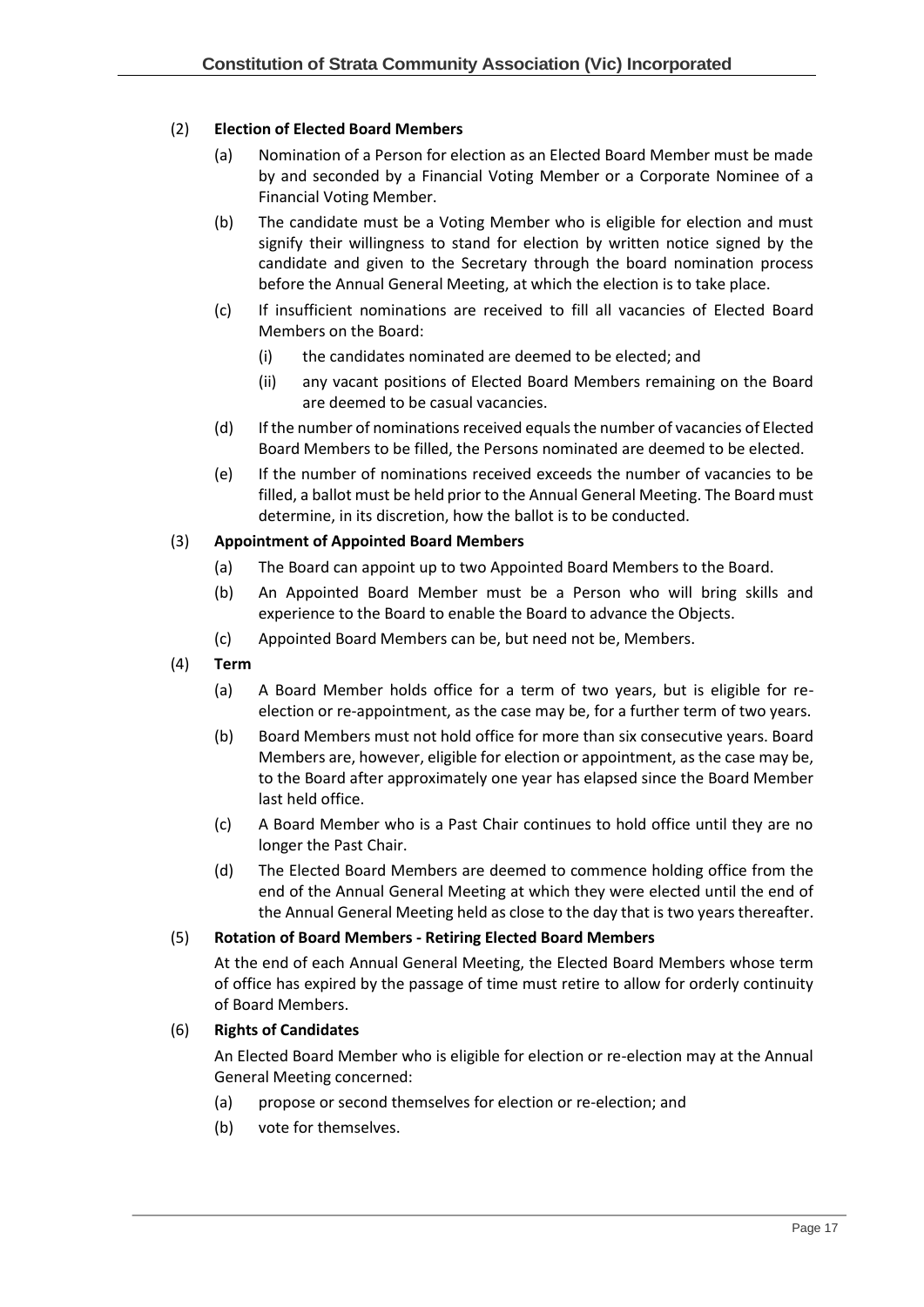(2) **Election of Elected Board Members**

   (a) Nomination of a Person for election as an Elected Board Member must be made by and seconded by a Financial Voting Member or a Corporate Nominee of a Financial Voting Member.

   (b) The candidate must be a Voting Member who is eligible for election and must signify their willingness to stand for election by written notice signed by the candidate and given to the Secretary through the board nomination process before the Annual General Meeting, at which the election is to take place.

   (c) If insufficient nominations are received to fill all vacancies of Elected Board Members on the Board:

      (i) the candidates nominated are deemed to be elected; and

      (ii) any vacant positions of Elected Board Members remaining on the Board are deemed to be casual vacancies.

   (d) If the number of nominations received equals the number of vacancies of Elected Board Members to be filled, the Persons nominated are deemed to be elected.

   (e) If the number of nominations received exceeds the number of vacancies to be filled, a ballot must be held prior to the Annual General Meeting. The Board must determine, in its discretion, how the ballot is to be conducted.

(3) **Appointment of Appointed Board Members**

   (a) The Board can appoint up to two Appointed Board Members to the Board.

   (b) An Appointed Board Member must be a Person who will bring skills and experience to the Board to enable the Board to advance the Objects.

   (c) Appointed Board Members can be, but need not be, Members.

(4) **Term**

   (a) A Board Member holds office for a term of two years, but is eligible for re-election or re-appointment, as the case may be, for a further term of two years.

   (b) Board Members must not hold office for more than six consecutive years. Board Members are, however, eligible for election or appointment, as the case may be, to the Board after approximately one year has elapsed since the Board Member last held office.

   (c) A Board Member who is a Past Chair continues to hold office until they are no longer the Past Chair.

   (d) The Elected Board Members are deemed to commence holding office from the end of the Annual General Meeting at which they were elected until the end of the Annual General Meeting held as close to the day that is two years thereafter.

(5) **Rotation of Board Members - Retiring Elected Board Members**

   At the end of each Annual General Meeting, the Elected Board Members whose term of office has expired by the passage of time must retire to allow for orderly continuity of Board Members.

(6) **Rights of Candidates**

   An Elected Board Member who is eligible for election or re-election may at the Annual General Meeting concerned:

   (a) propose or second themselves for election or re-election; and

   (b) vote for themselves.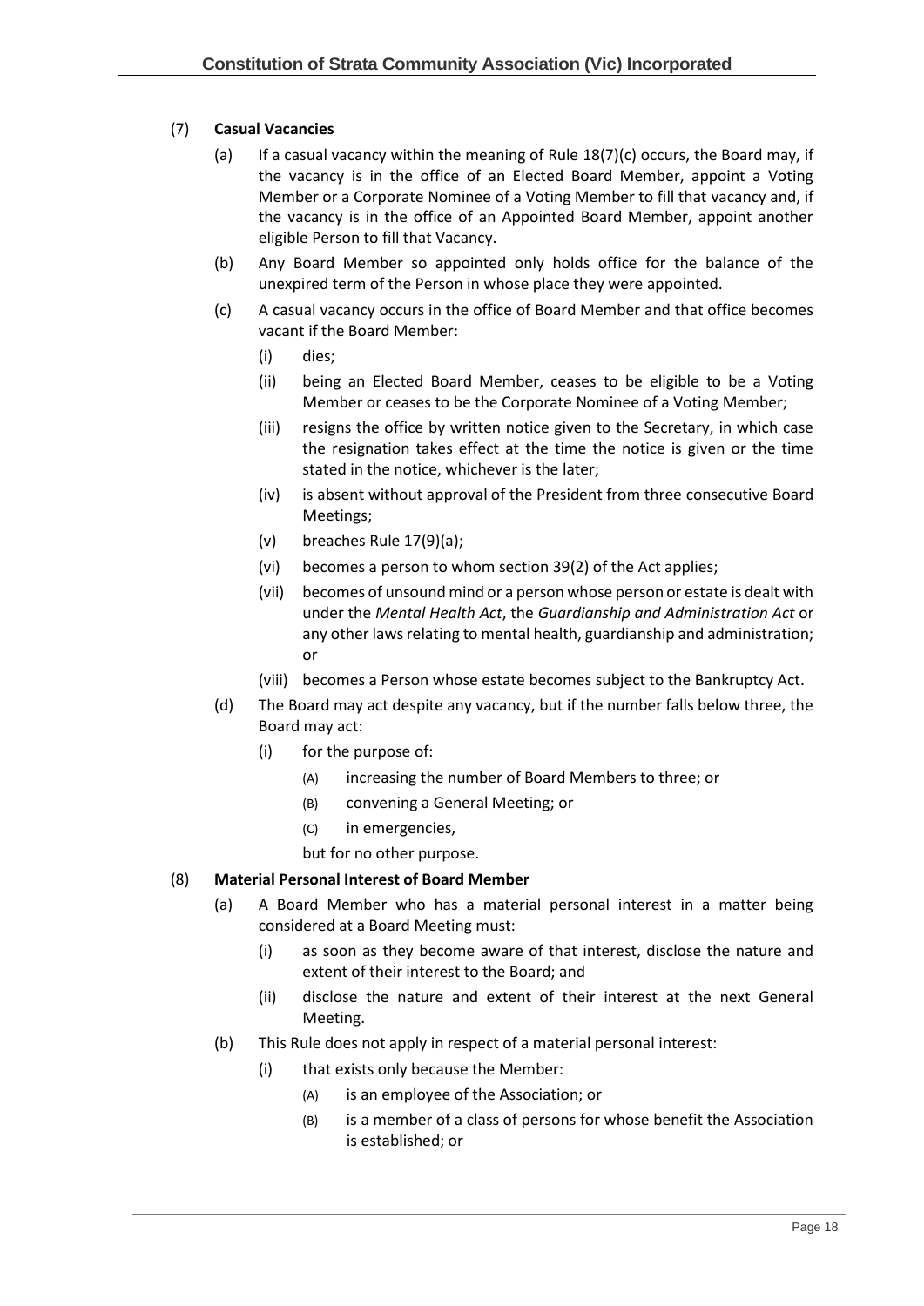(7) **Casual Vacancies**

- (a) If a casual vacancy within the meaning of Rule 18(7)(c) occurs, the Board may, if the vacancy is in the office of an Elected Board Member, appoint a Voting Member or a Corporate Nominee of a Voting Member to fill that vacancy and, if the vacancy is in the office of an Appointed Board Member, appoint another eligible Person to fill that Vacancy.
- (b) Any Board Member so appointed only holds office for the balance of the unexpired term of the Person in whose place they were appointed.
- (c) A casual vacancy occurs in the office of Board Member and that office becomes vacant if the Board Member:
  - (i) dies;
  - (ii) being an Elected Board Member, ceases to be eligible to be a Voting Member or ceases to be the Corporate Nominee of a Voting Member;
  - (iii) resigns the office by written notice given to the Secretary, in which case the resignation takes effect at the time the notice is given or the time stated in the notice, whichever is the later;
  - (iv) is absent without approval of the President from three consecutive Board Meetings;
  - (v) breaches Rule 17(9)(a);
  - (vi) becomes a person to whom section 39(2) of the Act applies;
  - (vii) becomes of unsound mind or a person whose person or estate is dealt with under the *Mental Health Act*, the *Guardianship and Administration Act* or any other laws relating to mental health, guardianship and administration; or
  - (viii) becomes a Person whose estate becomes subject to the Bankruptcy Act.
- (d) The Board may act despite any vacancy, but if the number falls below three, the Board may act:
  - (i) for the purpose of:
    - (A) increasing the number of Board Members to three; or
    - (B) convening a General Meeting; or
    - (C) in emergencies,

    but for no other purpose.

(8) **Material Personal Interest of Board Member**

- (a) A Board Member who has a material personal interest in a matter being considered at a Board Meeting must:
  - (i) as soon as they become aware of that interest, disclose the nature and extent of their interest to the Board; and
  - (ii) disclose the nature and extent of their interest at the next General Meeting.
- (b) This Rule does not apply in respect of a material personal interest:
  - (i) that exists only because the Member:
    - (A) is an employee of the Association; or
    - (B) is a member of a class of persons for whose benefit the Association is established; or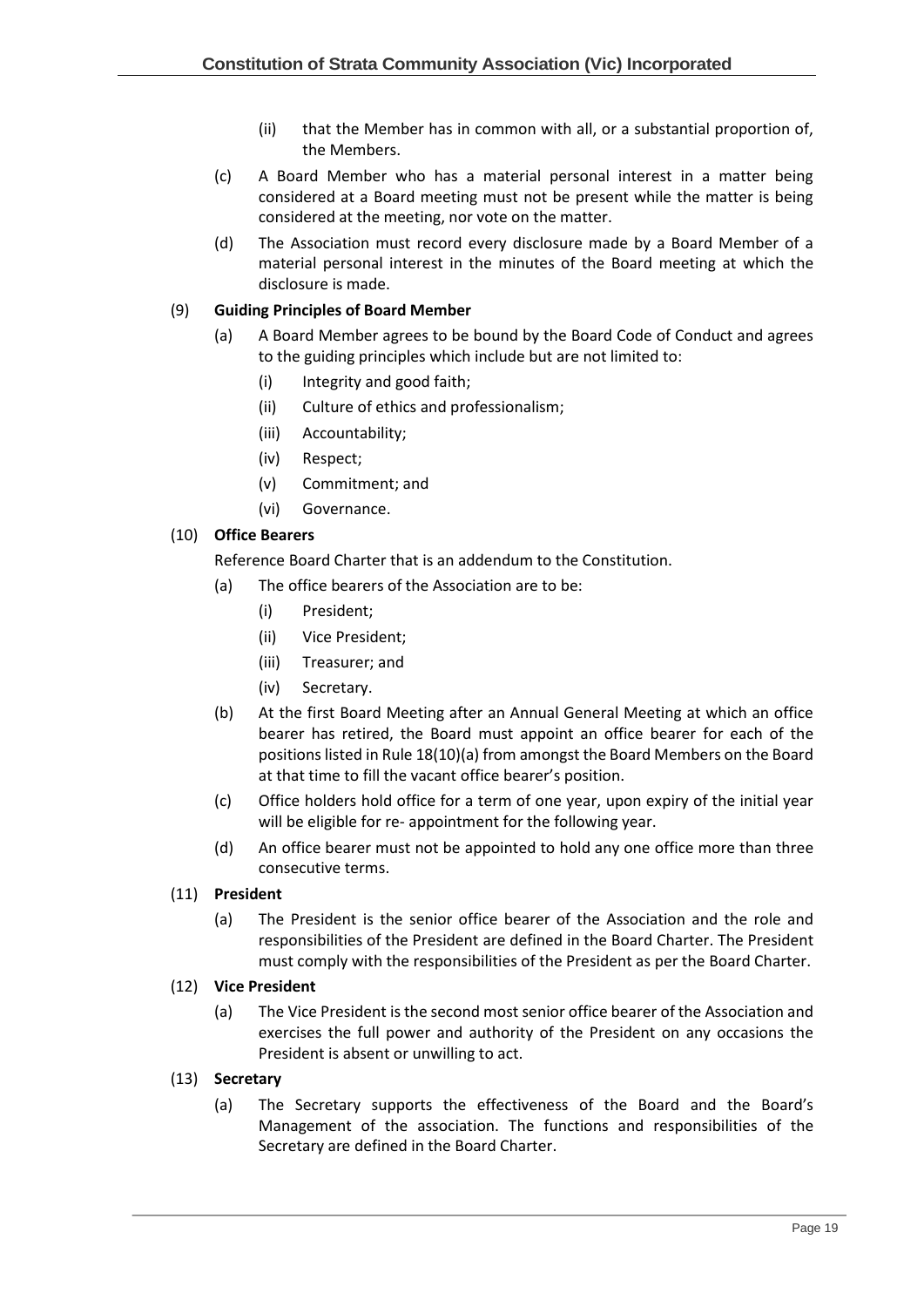(ii) that the Member has in common with all, or a substantial proportion of, the Members.

(c) A Board Member who has a material personal interest in a matter being considered at a Board meeting must not be present while the matter is being considered at the meeting, nor vote on the matter.

(d) The Association must record every disclosure made by a Board Member of a material personal interest in the minutes of the Board meeting at which the disclosure is made.

(9) **Guiding Principles of Board Member**

(a) A Board Member agrees to be bound by the Board Code of Conduct and agrees to the guiding principles which include but are not limited to:

(i) Integrity and good faith;

(ii) Culture of ethics and professionalism;

(iii) Accountability;

(iv) Respect;

(v) Commitment; and

(vi) Governance.

(10) **Office Bearers**

Reference Board Charter that is an addendum to the Constitution.

(a) The office bearers of the Association are to be:

(i) President;

(ii) Vice President;

(iii) Treasurer; and

(iv) Secretary.

(b) At the first Board Meeting after an Annual General Meeting at which an office bearer has retired, the Board must appoint an office bearer for each of the positions listed in Rule 18(10)(a) from amongst the Board Members on the Board at that time to fill the vacant office bearer's position.

(c) Office holders hold office for a term of one year, upon expiry of the initial year will be eligible for re- appointment for the following year.

(d) An office bearer must not be appointed to hold any one office more than three consecutive terms.

(11) **President**

(a) The President is the senior office bearer of the Association and the role and responsibilities of the President are defined in the Board Charter. The President must comply with the responsibilities of the President as per the Board Charter.

(12) **Vice President**

(a) The Vice President is the second most senior office bearer of the Association and exercises the full power and authority of the President on any occasions the President is absent or unwilling to act.

(13) **Secretary**

(a) The Secretary supports the effectiveness of the Board and the Board's Management of the association. The functions and responsibilities of the Secretary are defined in the Board Charter.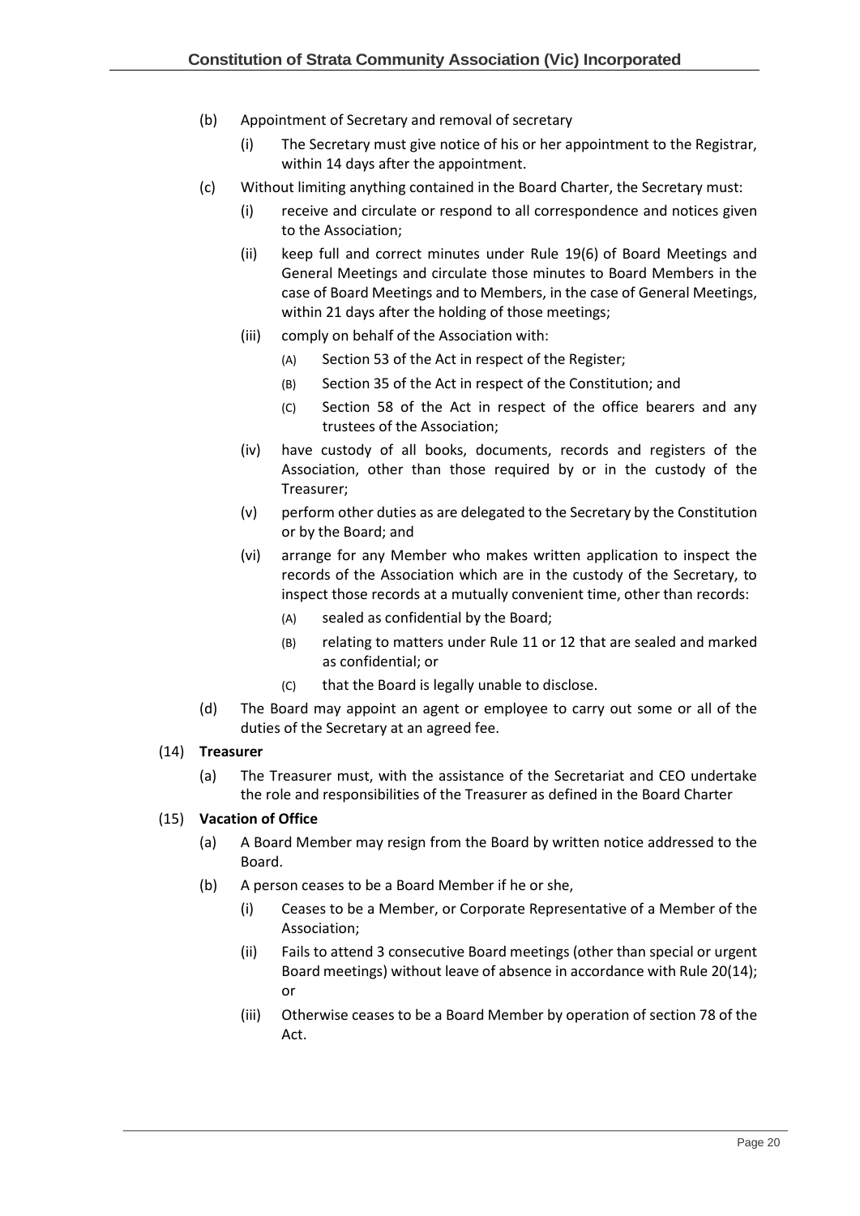(b) Appointment of Secretary and removal of secretary

    (i) The Secretary must give notice of his or her appointment to the Registrar, within 14 days after the appointment.

(c) Without limiting anything contained in the Board Charter, the Secretary must:

    (i) receive and circulate or respond to all correspondence and notices given to the Association;

    (ii) keep full and correct minutes under Rule 19(6) of Board Meetings and General Meetings and circulate those minutes to Board Members in the case of Board Meetings and to Members, in the case of General Meetings, within 21 days after the holding of those meetings;

    (iii) comply on behalf of the Association with:

        (A) Section 53 of the Act in respect of the Register;

        (B) Section 35 of the Act in respect of the Constitution; and

        (C) Section 58 of the Act in respect of the office bearers and any trustees of the Association;

    (iv) have custody of all books, documents, records and registers of the Association, other than those required by or in the custody of the Treasurer;

    (v) perform other duties as are delegated to the Secretary by the Constitution or by the Board; and

    (vi) arrange for any Member who makes written application to inspect the records of the Association which are in the custody of the Secretary, to inspect those records at a mutually convenient time, other than records:

        (A) sealed as confidential by the Board;

        (B) relating to matters under Rule 11 or 12 that are sealed and marked as confidential; or

        (C) that the Board is legally unable to disclose.

(d) The Board may appoint an agent or employee to carry out some or all of the duties of the Secretary at an agreed fee.

(14) **Treasurer**

(a) The Treasurer must, with the assistance of the Secretariat and CEO undertake the role and responsibilities of the Treasurer as defined in the Board Charter

(15) **Vacation of Office**

(a) A Board Member may resign from the Board by written notice addressed to the Board.

(b) A person ceases to be a Board Member if he or she,

    (i) Ceases to be a Member, or Corporate Representative of a Member of the Association;

    (ii) Fails to attend 3 consecutive Board meetings (other than special or urgent Board meetings) without leave of absence in accordance with Rule 20(14); or

    (iii) Otherwise ceases to be a Board Member by operation of section 78 of the Act.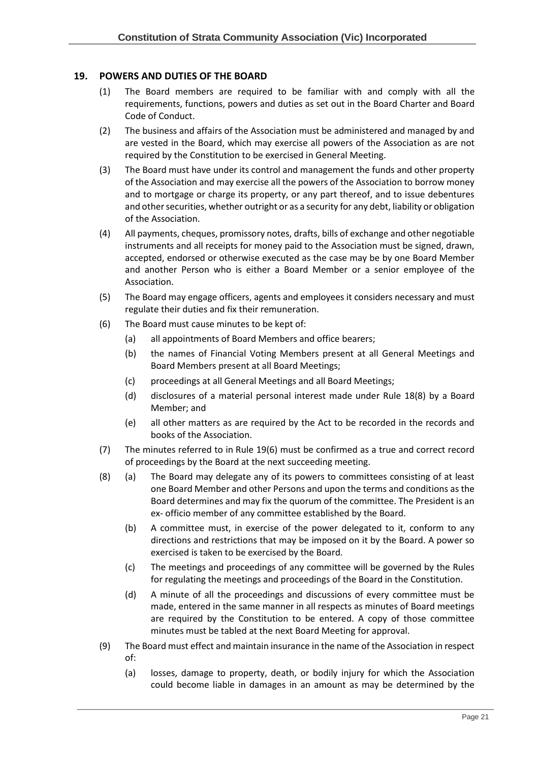## 19. POWERS AND DUTIES OF THE BOARD

(1) The Board members are required to be familiar with and comply with all the requirements, functions, powers and duties as set out in the Board Charter and Board Code of Conduct.

(2) The business and affairs of the Association must be administered and managed by and are vested in the Board, which may exercise all powers of the Association as are not required by the Constitution to be exercised in General Meeting.

(3) The Board must have under its control and management the funds and other property of the Association and may exercise all the powers of the Association to borrow money and to mortgage or charge its property, or any part thereof, and to issue debentures and other securities, whether outright or as a security for any debt, liability or obligation of the Association.

(4) All payments, cheques, promissory notes, drafts, bills of exchange and other negotiable instruments and all receipts for money paid to the Association must be signed, drawn, accepted, endorsed or otherwise executed as the case may be by one Board Member and another Person who is either a Board Member or a senior employee of the Association.

(5) The Board may engage officers, agents and employees it considers necessary and must regulate their duties and fix their remuneration.

(6) The Board must cause minutes to be kept of:

- (a) all appointments of Board Members and office bearers;
- (b) the names of Financial Voting Members present at all General Meetings and Board Members present at all Board Meetings;
- (c) proceedings at all General Meetings and all Board Meetings;
- (d) disclosures of a material personal interest made under Rule 18(8) by a Board Member; and
- (e) all other matters as are required by the Act to be recorded in the records and books of the Association.

(7) The minutes referred to in Rule 19(6) must be confirmed as a true and correct record of proceedings by the Board at the next succeeding meeting.

(8)
- (a) The Board may delegate any of its powers to committees consisting of at least one Board Member and other Persons and upon the terms and conditions as the Board determines and may fix the quorum of the committee. The President is an ex- officio member of any committee established by the Board.
- (b) A committee must, in exercise of the power delegated to it, conform to any directions and restrictions that may be imposed on it by the Board. A power so exercised is taken to be exercised by the Board.
- (c) The meetings and proceedings of any committee will be governed by the Rules for regulating the meetings and proceedings of the Board in the Constitution.
- (d) A minute of all the proceedings and discussions of every committee must be made, entered in the same manner in all respects as minutes of Board meetings are required by the Constitution to be entered. A copy of those committee minutes must be tabled at the next Board Meeting for approval.

(9) The Board must effect and maintain insurance in the name of the Association in respect of:

- (a) losses, damage to property, death, or bodily injury for which the Association could become liable in damages in an amount as may be determined by the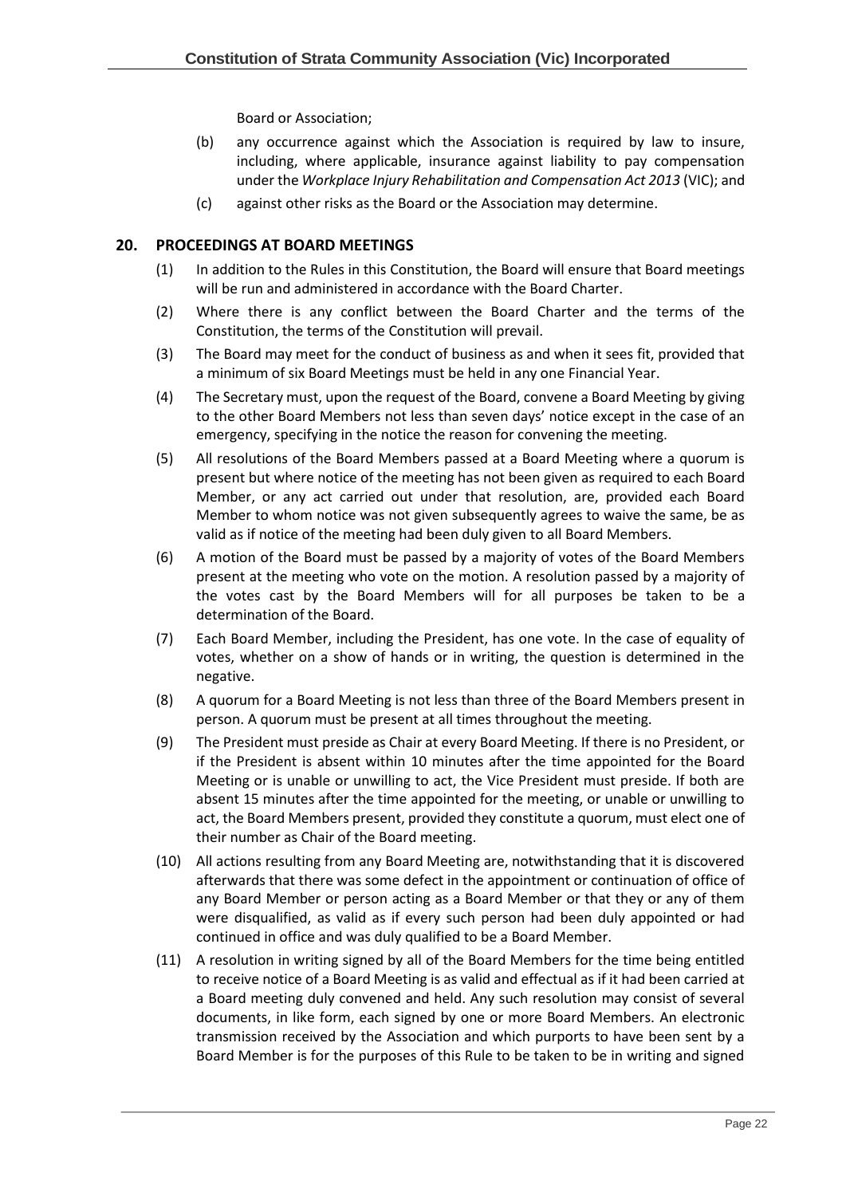Board or Association;

(b) any occurrence against which the Association is required by law to insure, including, where applicable, insurance against liability to pay compensation under the *Workplace Injury Rehabilitation and Compensation Act 2013* (VIC); and

(c) against other risks as the Board or the Association may determine.

## 20. PROCEEDINGS AT BOARD MEETINGS

(1) In addition to the Rules in this Constitution, the Board will ensure that Board meetings will be run and administered in accordance with the Board Charter.

(2) Where there is any conflict between the Board Charter and the terms of the Constitution, the terms of the Constitution will prevail.

(3) The Board may meet for the conduct of business as and when it sees fit, provided that a minimum of six Board Meetings must be held in any one Financial Year.

(4) The Secretary must, upon the request of the Board, convene a Board Meeting by giving to the other Board Members not less than seven days' notice except in the case of an emergency, specifying in the notice the reason for convening the meeting.

(5) All resolutions of the Board Members passed at a Board Meeting where a quorum is present but where notice of the meeting has not been given as required to each Board Member, or any act carried out under that resolution, are, provided each Board Member to whom notice was not given subsequently agrees to waive the same, be as valid as if notice of the meeting had been duly given to all Board Members.

(6) A motion of the Board must be passed by a majority of votes of the Board Members present at the meeting who vote on the motion. A resolution passed by a majority of the votes cast by the Board Members will for all purposes be taken to be a determination of the Board.

(7) Each Board Member, including the President, has one vote. In the case of equality of votes, whether on a show of hands or in writing, the question is determined in the negative.

(8) A quorum for a Board Meeting is not less than three of the Board Members present in person. A quorum must be present at all times throughout the meeting.

(9) The President must preside as Chair at every Board Meeting. If there is no President, or if the President is absent within 10 minutes after the time appointed for the Board Meeting or is unable or unwilling to act, the Vice President must preside. If both are absent 15 minutes after the time appointed for the meeting, or unable or unwilling to act, the Board Members present, provided they constitute a quorum, must elect one of their number as Chair of the Board meeting.

(10) All actions resulting from any Board Meeting are, notwithstanding that it is discovered afterwards that there was some defect in the appointment or continuation of office of any Board Member or person acting as a Board Member or that they or any of them were disqualified, as valid as if every such person had been duly appointed or had continued in office and was duly qualified to be a Board Member.

(11) A resolution in writing signed by all of the Board Members for the time being entitled to receive notice of a Board Meeting is as valid and effectual as if it had been carried at a Board meeting duly convened and held. Any such resolution may consist of several documents, in like form, each signed by one or more Board Members. An electronic transmission received by the Association and which purports to have been sent by a Board Member is for the purposes of this Rule to be taken to be in writing and signed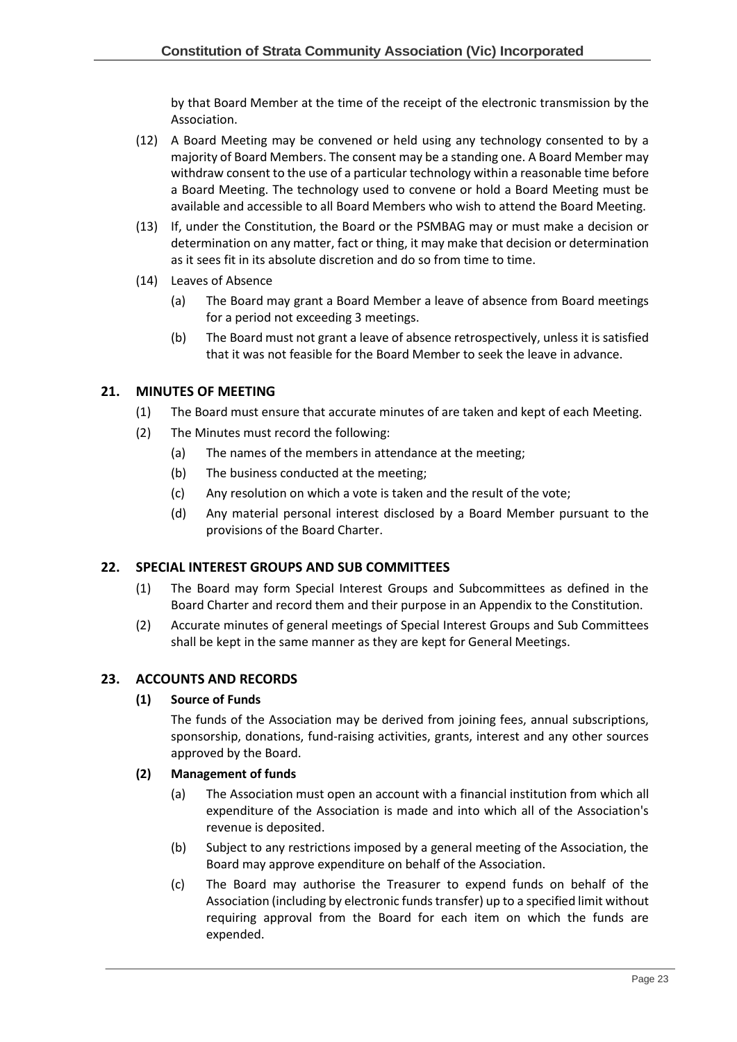by that Board Member at the time of the receipt of the electronic transmission by the Association.

(12) A Board Meeting may be convened or held using any technology consented to by a majority of Board Members. The consent may be a standing one. A Board Member may withdraw consent to the use of a particular technology within a reasonable time before a Board Meeting. The technology used to convene or hold a Board Meeting must be available and accessible to all Board Members who wish to attend the Board Meeting.

(13) If, under the Constitution, the Board or the PSMBAG may or must make a decision or determination on any matter, fact or thing, it may make that decision or determination as it sees fit in its absolute discretion and do so from time to time.

(14) Leaves of Absence

(a) The Board may grant a Board Member a leave of absence from Board meetings for a period not exceeding 3 meetings.

(b) The Board must not grant a leave of absence retrospectively, unless it is satisfied that it was not feasible for the Board Member to seek the leave in advance.

## 21. MINUTES OF MEETING

(1) The Board must ensure that accurate minutes of are taken and kept of each Meeting.

(2) The Minutes must record the following:

(a) The names of the members in attendance at the meeting;

(b) The business conducted at the meeting;

(c) Any resolution on which a vote is taken and the result of the vote;

(d) Any material personal interest disclosed by a Board Member pursuant to the provisions of the Board Charter.

## 22. SPECIAL INTEREST GROUPS AND SUB COMMITTEES

(1) The Board may form Special Interest Groups and Subcommittees as defined in the Board Charter and record them and their purpose in an Appendix to the Constitution.

(2) Accurate minutes of general meetings of Special Interest Groups and Sub Committees shall be kept in the same manner as they are kept for General Meetings.

## 23. ACCOUNTS AND RECORDS

**(1) Source of Funds**

The funds of the Association may be derived from joining fees, annual subscriptions, sponsorship, donations, fund-raising activities, grants, interest and any other sources approved by the Board.

**(2) Management of funds**

(a) The Association must open an account with a financial institution from which all expenditure of the Association is made and into which all of the Association's revenue is deposited.

(b) Subject to any restrictions imposed by a general meeting of the Association, the Board may approve expenditure on behalf of the Association.

(c) The Board may authorise the Treasurer to expend funds on behalf of the Association (including by electronic funds transfer) up to a specified limit without requiring approval from the Board for each item on which the funds are expended.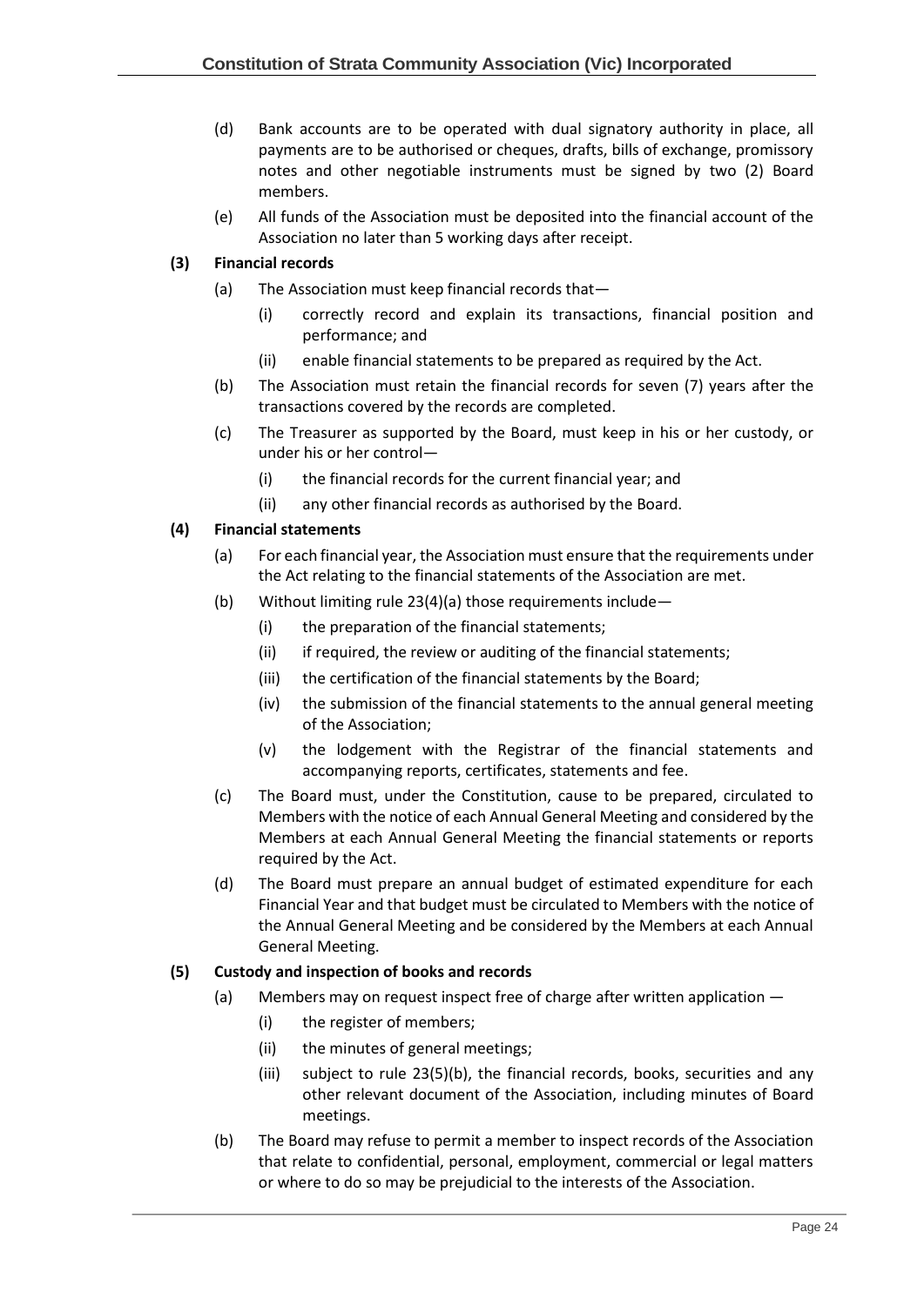(d) Bank accounts are to be operated with dual signatory authority in place, all payments are to be authorised or cheques, drafts, bills of exchange, promissory notes and other negotiable instruments must be signed by two (2) Board members.

(e) All funds of the Association must be deposited into the financial account of the Association no later than 5 working days after receipt.

**(3) Financial records**

(a) The Association must keep financial records that—

(i) correctly record and explain its transactions, financial position and performance; and

(ii) enable financial statements to be prepared as required by the Act.

(b) The Association must retain the financial records for seven (7) years after the transactions covered by the records are completed.

(c) The Treasurer as supported by the Board, must keep in his or her custody, or under his or her control—

(i) the financial records for the current financial year; and

(ii) any other financial records as authorised by the Board.

**(4) Financial statements**

(a) For each financial year, the Association must ensure that the requirements under the Act relating to the financial statements of the Association are met.

(b) Without limiting rule 23(4)(a) those requirements include—

(i) the preparation of the financial statements;

(ii) if required, the review or auditing of the financial statements;

(iii) the certification of the financial statements by the Board;

(iv) the submission of the financial statements to the annual general meeting of the Association;

(v) the lodgement with the Registrar of the financial statements and accompanying reports, certificates, statements and fee.

(c) The Board must, under the Constitution, cause to be prepared, circulated to Members with the notice of each Annual General Meeting and considered by the Members at each Annual General Meeting the financial statements or reports required by the Act.

(d) The Board must prepare an annual budget of estimated expenditure for each Financial Year and that budget must be circulated to Members with the notice of the Annual General Meeting and be considered by the Members at each Annual General Meeting.

**(5) Custody and inspection of books and records**

(a) Members may on request inspect free of charge after written application —

(i) the register of members;

(ii) the minutes of general meetings;

(iii) subject to rule 23(5)(b), the financial records, books, securities and any other relevant document of the Association, including minutes of Board meetings.

(b) The Board may refuse to permit a member to inspect records of the Association that relate to confidential, personal, employment, commercial or legal matters or where to do so may be prejudicial to the interests of the Association.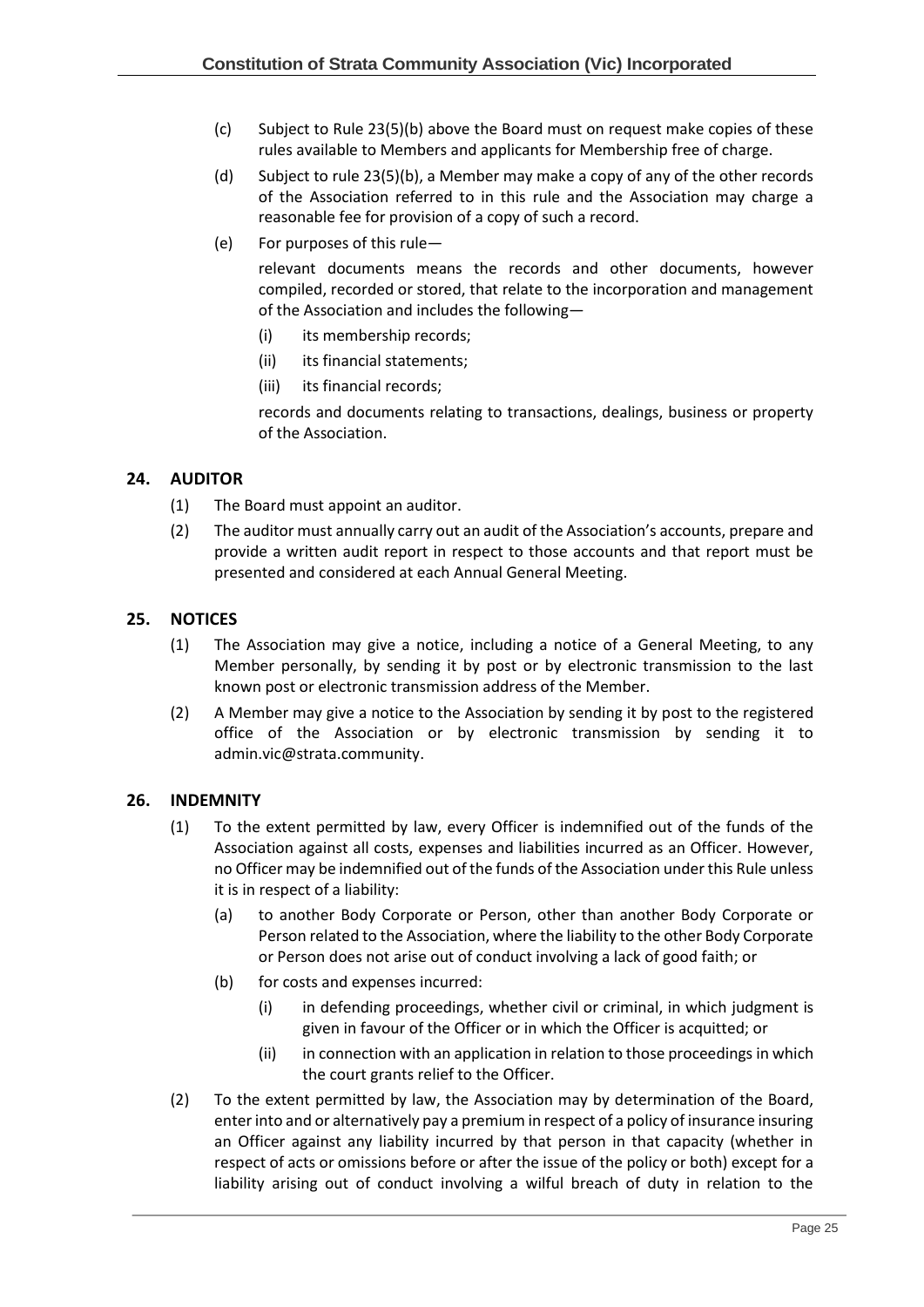(c) Subject to Rule 23(5)(b) above the Board must on request make copies of these rules available to Members and applicants for Membership free of charge.

(d) Subject to rule 23(5)(b), a Member may make a copy of any of the other records of the Association referred to in this rule and the Association may charge a reasonable fee for provision of a copy of such a record.

(e) For purposes of this rule—

relevant documents means the records and other documents, however compiled, recorded or stored, that relate to the incorporation and management of the Association and includes the following—

(i) its membership records;

(ii) its financial statements;

(iii) its financial records;

records and documents relating to transactions, dealings, business or property of the Association.

## 24. AUDITOR

(1) The Board must appoint an auditor.

(2) The auditor must annually carry out an audit of the Association's accounts, prepare and provide a written audit report in respect to those accounts and that report must be presented and considered at each Annual General Meeting.

## 25. NOTICES

(1) The Association may give a notice, including a notice of a General Meeting, to any Member personally, by sending it by post or by electronic transmission to the last known post or electronic transmission address of the Member.

(2) A Member may give a notice to the Association by sending it by post to the registered office of the Association or by electronic transmission by sending it to admin.vic@strata.community.

## 26. INDEMNITY

(1) To the extent permitted by law, every Officer is indemnified out of the funds of the Association against all costs, expenses and liabilities incurred as an Officer. However, no Officer may be indemnified out of the funds of the Association under this Rule unless it is in respect of a liability:

(a) to another Body Corporate or Person, other than another Body Corporate or Person related to the Association, where the liability to the other Body Corporate or Person does not arise out of conduct involving a lack of good faith; or

(b) for costs and expenses incurred:

(i) in defending proceedings, whether civil or criminal, in which judgment is given in favour of the Officer or in which the Officer is acquitted; or

(ii) in connection with an application in relation to those proceedings in which the court grants relief to the Officer.

(2) To the extent permitted by law, the Association may by determination of the Board, enter into and or alternatively pay a premium in respect of a policy of insurance insuring an Officer against any liability incurred by that person in that capacity (whether in respect of acts or omissions before or after the issue of the policy or both) except for a liability arising out of conduct involving a wilful breach of duty in relation to the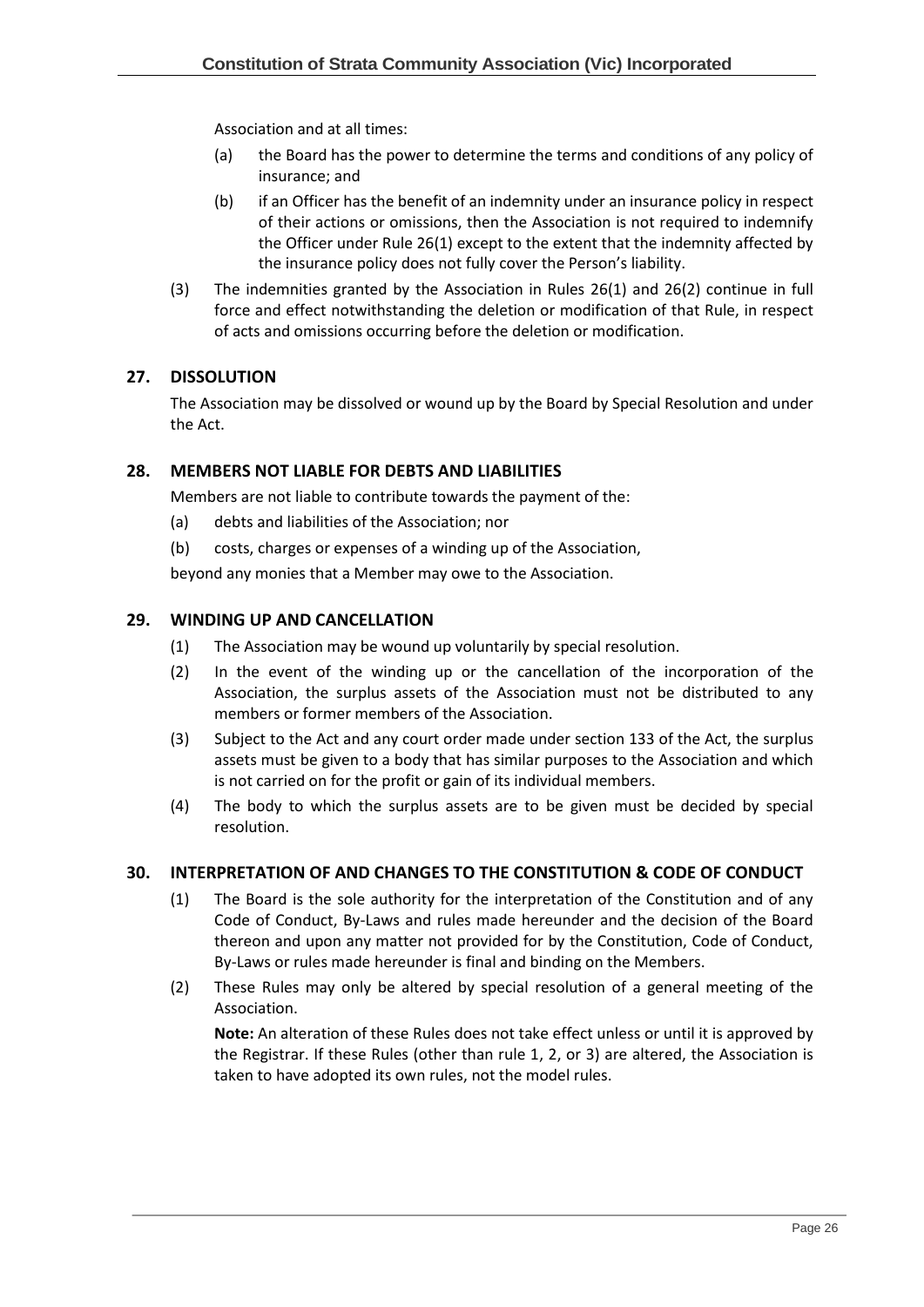Association and at all times:

(a) the Board has the power to determine the terms and conditions of any policy of insurance; and

(b) if an Officer has the benefit of an indemnity under an insurance policy in respect of their actions or omissions, then the Association is not required to indemnify the Officer under Rule 26(1) except to the extent that the indemnity affected by the insurance policy does not fully cover the Person's liability.

(3) The indemnities granted by the Association in Rules 26(1) and 26(2) continue in full force and effect notwithstanding the deletion or modification of that Rule, in respect of acts and omissions occurring before the deletion or modification.

## 27. DISSOLUTION

The Association may be dissolved or wound up by the Board by Special Resolution and under the Act.

## 28. MEMBERS NOT LIABLE FOR DEBTS AND LIABILITIES

Members are not liable to contribute towards the payment of the:

(a) debts and liabilities of the Association; nor

(b) costs, charges or expenses of a winding up of the Association,

beyond any monies that a Member may owe to the Association.

## 29. WINDING UP AND CANCELLATION

(1) The Association may be wound up voluntarily by special resolution.

(2) In the event of the winding up or the cancellation of the incorporation of the Association, the surplus assets of the Association must not be distributed to any members or former members of the Association.

(3) Subject to the Act and any court order made under section 133 of the Act, the surplus assets must be given to a body that has similar purposes to the Association and which is not carried on for the profit or gain of its individual members.

(4) The body to which the surplus assets are to be given must be decided by special resolution.

## 30. INTERPRETATION OF AND CHANGES TO THE CONSTITUTION & CODE OF CONDUCT

(1) The Board is the sole authority for the interpretation of the Constitution and of any Code of Conduct, By-Laws and rules made hereunder and the decision of the Board thereon and upon any matter not provided for by the Constitution, Code of Conduct, By-Laws or rules made hereunder is final and binding on the Members.

(2) These Rules may only be altered by special resolution of a general meeting of the Association.

**Note:** An alteration of these Rules does not take effect unless or until it is approved by the Registrar. If these Rules (other than rule 1, 2, or 3) are altered, the Association is taken to have adopted its own rules, not the model rules.